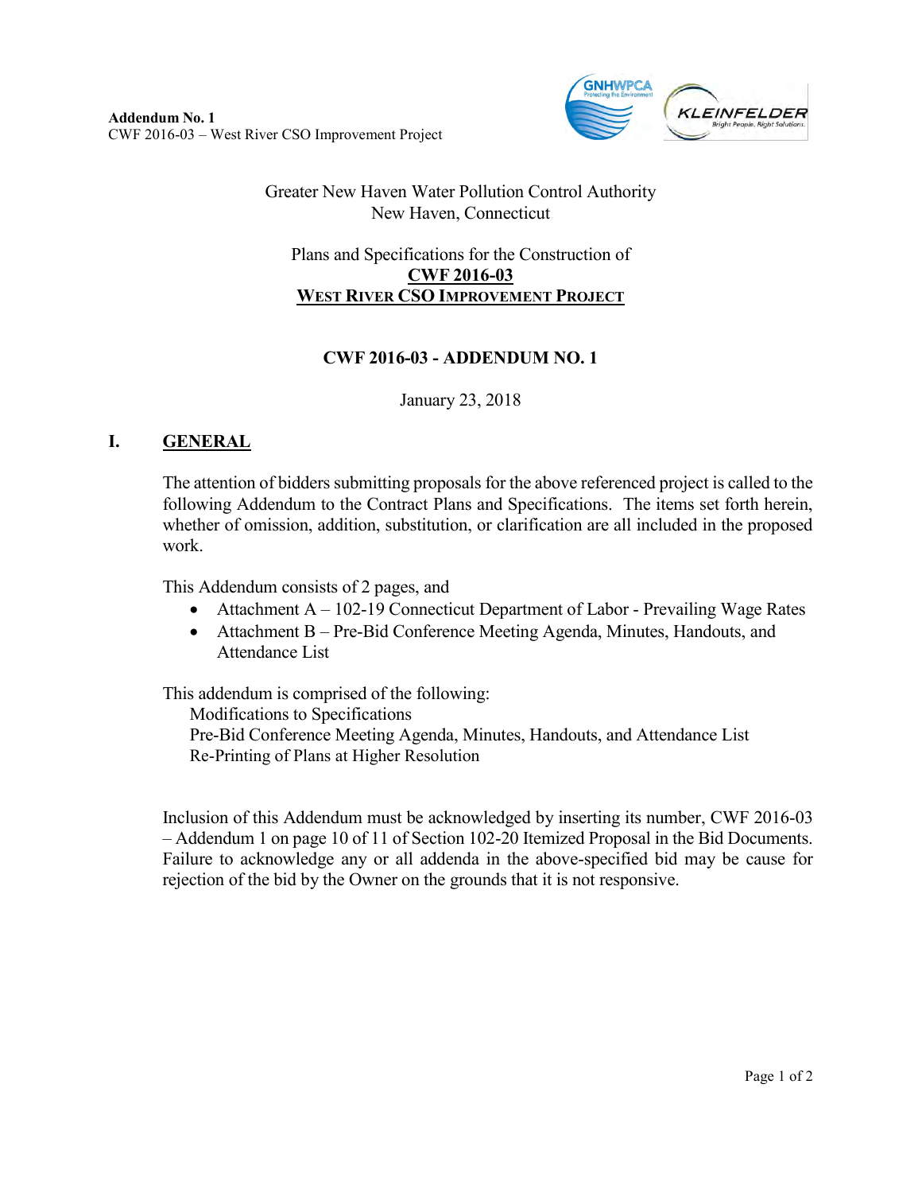**Addendum No. 1**
CWF 2016-03 – West River CSO Improvement Project

Greater New Haven Water Pollution Control Authority
New Haven, Connecticut

Plans and Specifications for the Construction of
**CWF 2016-03**
**WEST RIVER CSO IMPROVEMENT PROJECT**

## CWF 2016-03 - ADDENDUM NO. 1

January 23, 2018

## I. GENERAL

The attention of bidders submitting proposals for the above referenced project is called to the following Addendum to the Contract Plans and Specifications. The items set forth herein, whether of omission, addition, substitution, or clarification are all included in the proposed work.

This Addendum consists of 2 pages, and

- Attachment A – 102-19 Connecticut Department of Labor - Prevailing Wage Rates
- Attachment B – Pre-Bid Conference Meeting Agenda, Minutes, Handouts, and Attendance List

This addendum is comprised of the following:

Modifications to Specifications
Pre-Bid Conference Meeting Agenda, Minutes, Handouts, and Attendance List
Re-Printing of Plans at Higher Resolution

Inclusion of this Addendum must be acknowledged by inserting its number, CWF 2016-03 – Addendum 1 on page 10 of 11 of Section 102-20 Itemized Proposal in the Bid Documents. Failure to acknowledge any or all addenda in the above-specified bid may be cause for rejection of the bid by the Owner on the grounds that it is not responsive.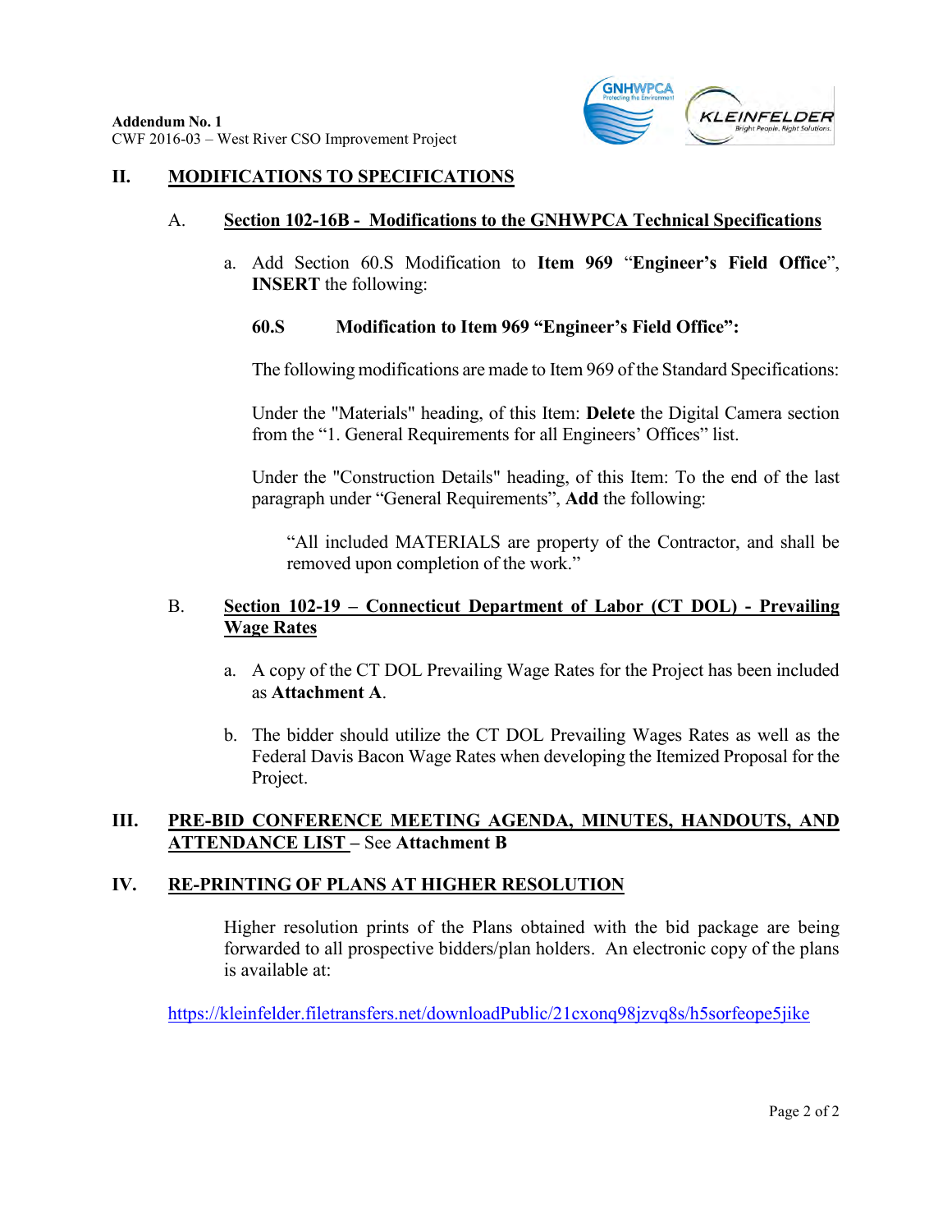## II. MODIFICATIONS TO SPECIFICATIONS

### A. Section 102-16B - Modifications to the GNHWPCA Technical Specifications

a. Add Section 60.S Modification to **Item 969** "**Engineer's Field Office**", **INSERT** the following:

**60.S Modification to Item 969 "Engineer's Field Office":**

The following modifications are made to Item 969 of the Standard Specifications:

Under the "Materials" heading, of this Item: **Delete** the Digital Camera section from the "1. General Requirements for all Engineers' Offices" list.

Under the "Construction Details" heading, of this Item: To the end of the last paragraph under "General Requirements", **Add** the following:

> "All included MATERIALS are property of the Contractor, and shall be removed upon completion of the work."

### B. Section 102-19 – Connecticut Department of Labor (CT DOL) - Prevailing Wage Rates

a. A copy of the CT DOL Prevailing Wage Rates for the Project has been included as **Attachment A**.

b. The bidder should utilize the CT DOL Prevailing Wages Rates as well as the Federal Davis Bacon Wage Rates when developing the Itemized Proposal for the Project.

## III. PRE-BID CONFERENCE MEETING AGENDA, MINUTES, HANDOUTS, AND ATTENDANCE LIST – See **Attachment B**

## IV. RE-PRINTING OF PLANS AT HIGHER RESOLUTION

Higher resolution prints of the Plans obtained with the bid package are being forwarded to all prospective bidders/plan holders. An electronic copy of the plans is available at:

https://kleinfelder.filetransfers.net/downloadPublic/21cxonq98jzvq8s/h5sorfeope5jike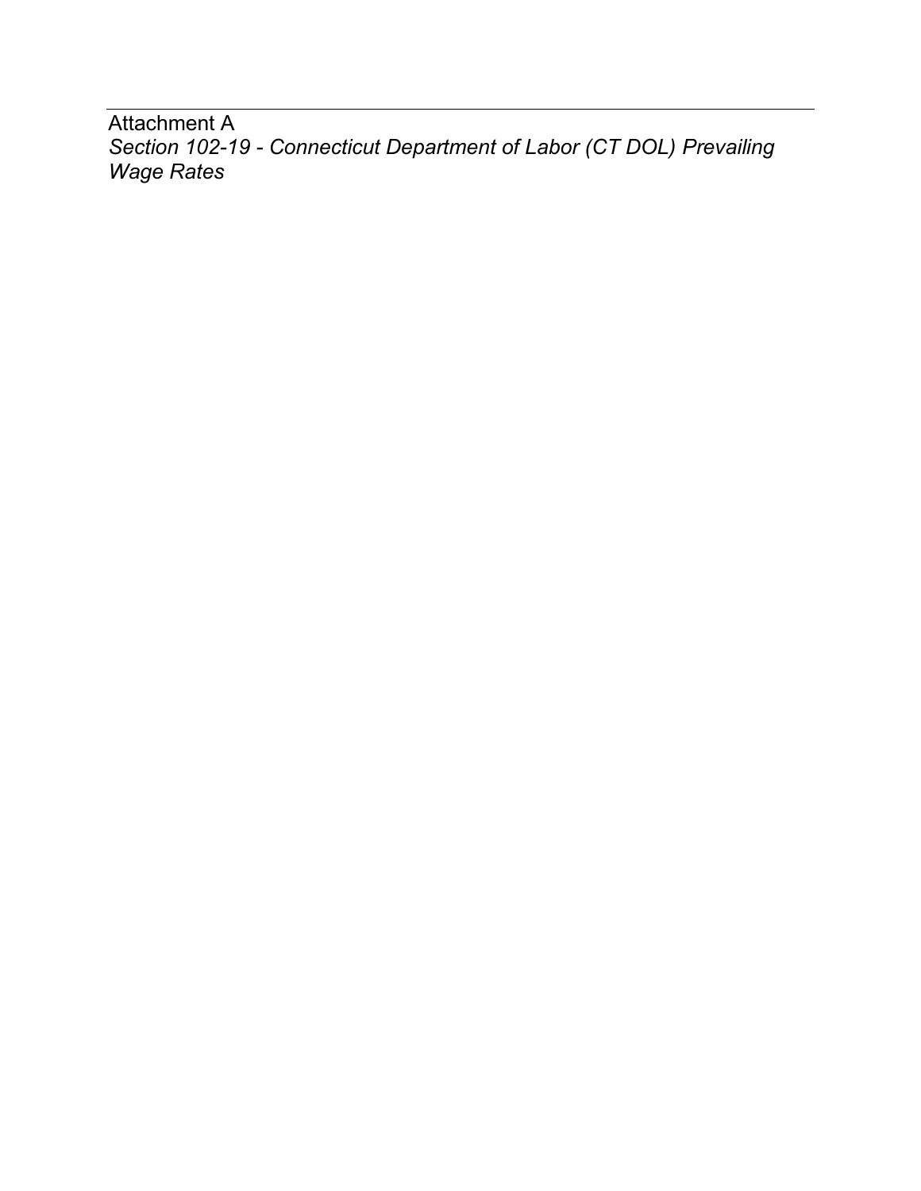Attachment A

*Section 102-19 - Connecticut Department of Labor (CT DOL) Prevailing Wage Rates*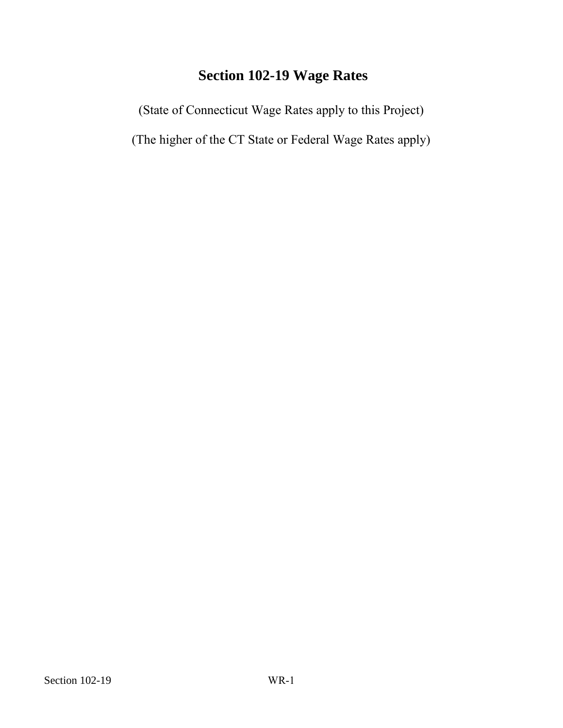# Section 102-19 Wage Rates

(State of Connecticut Wage Rates apply to this Project)

(The higher of the CT State or Federal Wage Rates apply)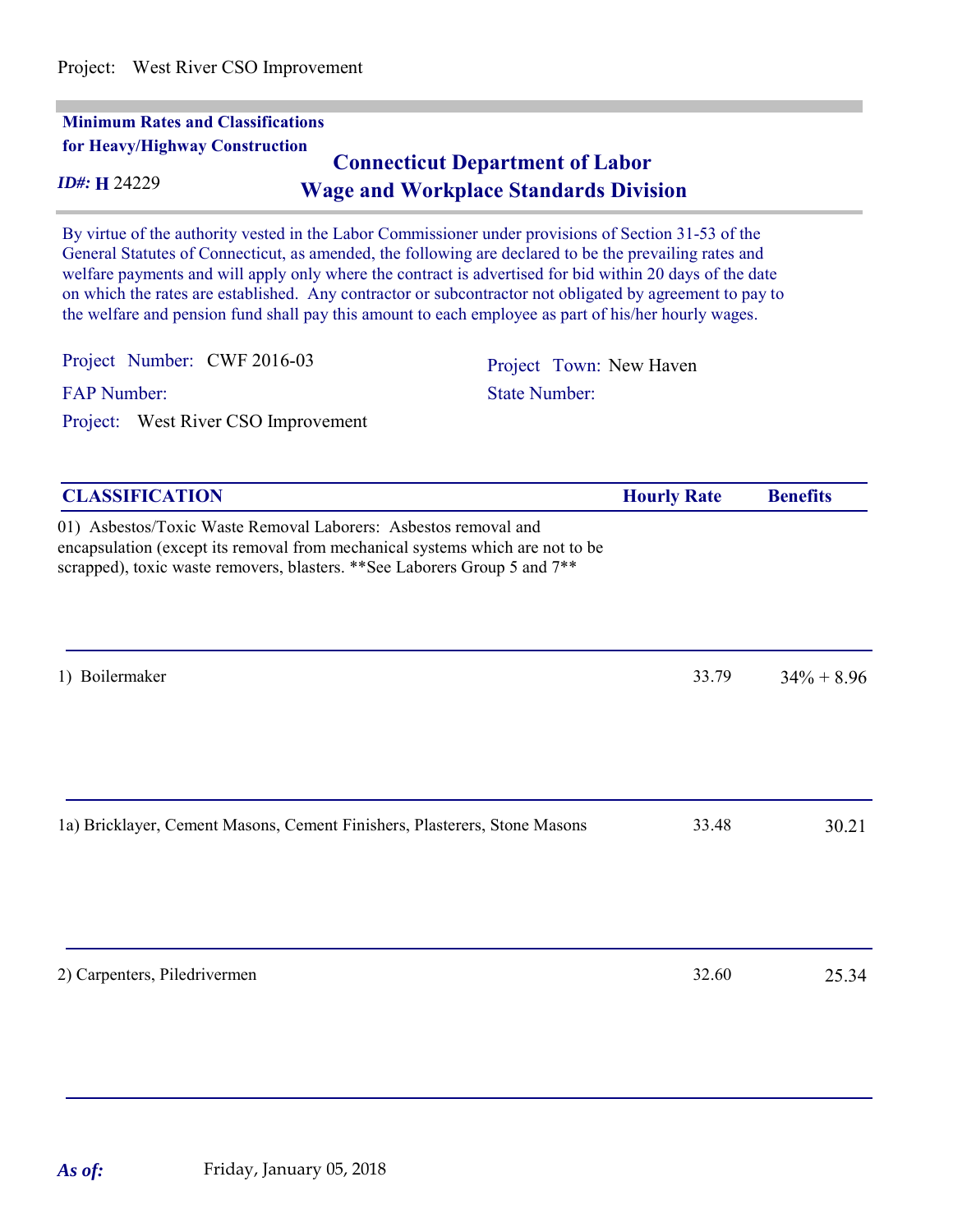Project: West River CSO Improvement

**Minimum Rates and Classifications for Heavy/Highway Construction**

***ID#:* H 24229**

## Connecticut Department of Labor
## Wage and Workplace Standards Division

By virtue of the authority vested in the Labor Commissioner under provisions of Section 31-53 of the General Statutes of Connecticut, as amended, the following are declared to be the prevailing rates and welfare payments and will apply only where the contract is advertised for bid within 20 days of the date on which the rates are established. Any contractor or subcontractor not obligated by agreement to pay to the welfare and pension fund shall pay this amount to each employee as part of his/her hourly wages.

Project Number: CWF 2016-03

Project Town: New Haven

FAP Number:

State Number:

Project: West River CSO Improvement

| CLASSIFICATION | Hourly Rate | Benefits |
|---|---|---|
| 01) Asbestos/Toxic Waste Removal Laborers: Asbestos removal and encapsulation (except its removal from mechanical systems which are not to be scrapped), toxic waste removers, blasters. **See Laborers Group 5 and 7** | | |
| 1) Boilermaker | 33.79 | 34% + 8.96 |
| 1a) Bricklayer, Cement Masons, Cement Finishers, Plasterers, Stone Masons | 33.48 | 30.21 |
| 2) Carpenters, Piledrivermen | 32.60 | 25.34 |

***As of:*** Friday, January 05, 2018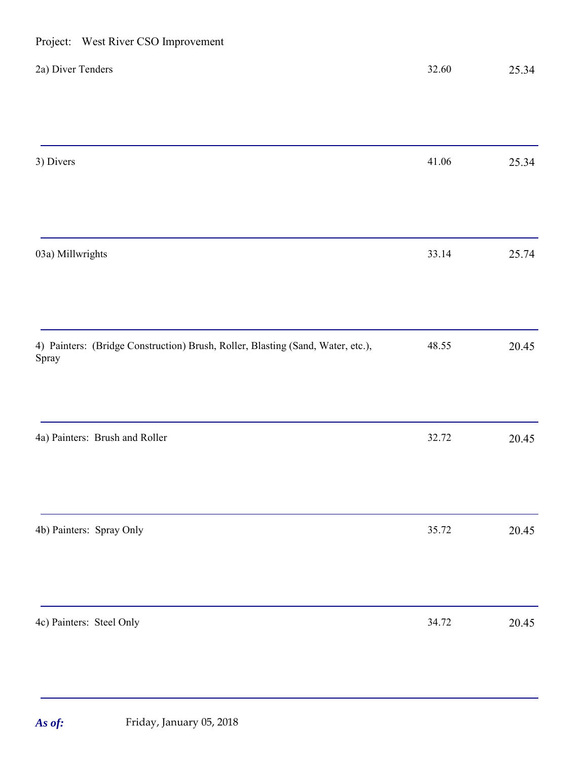Project: West River CSO Improvement

| Classification | | |
|---|---|---|
| 2a) Diver Tenders | 32.60 | 25.34 |
| 3) Divers | 41.06 | 25.34 |
| 03a) Millwrights | 33.14 | 25.74 |
| 4) Painters: (Bridge Construction) Brush, Roller, Blasting (Sand, Water, etc.), Spray | 48.55 | 20.45 |
| 4a) Painters: Brush and Roller | 32.72 | 20.45 |
| 4b) Painters: Spray Only | 35.72 | 20.45 |
| 4c) Painters: Steel Only | 34.72 | 20.45 |

***As of:*** Friday, January 05, 2018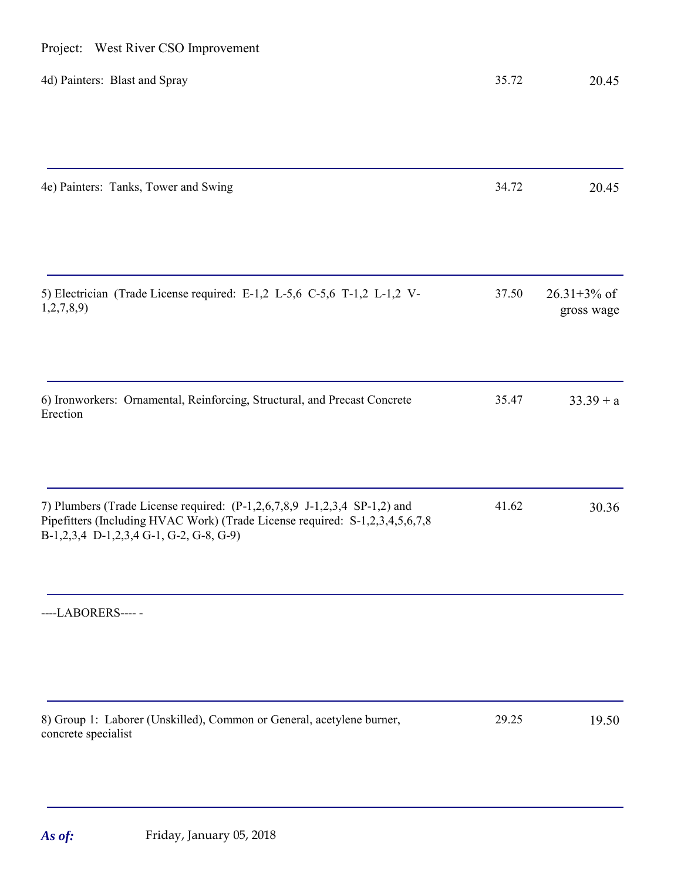Project: West River CSO Improvement

| Classification | Rate | Benefits |
|---|---|---|
| 4d) Painters: Blast and Spray | 35.72 | 20.45 |
| 4e) Painters: Tanks, Tower and Swing | 34.72 | 20.45 |
| 5) Electrician (Trade License required: E-1,2 L-5,6 C-5,6 T-1,2 L-1,2 V-1,2,7,8,9) | 37.50 | 26.31+3% of gross wage |
| 6) Ironworkers: Ornamental, Reinforcing, Structural, and Precast Concrete Erection | 35.47 | 33.39 + a |
| 7) Plumbers (Trade License required: (P-1,2,6,7,8,9 J-1,2,3,4 SP-1,2) and Pipefitters (Including HVAC Work) (Trade License required: S-1,2,3,4,5,6,7,8 B-1,2,3,4 D-1,2,3,4 G-1, G-2, G-8, G-9) | 41.62 | 30.36 |
| ----LABORERS---- - | | |
| 8) Group 1: Laborer (Unskilled), Common or General, acetylene burner, concrete specialist | 29.25 | 19.50 |

*As of:* Friday, January 05, 2018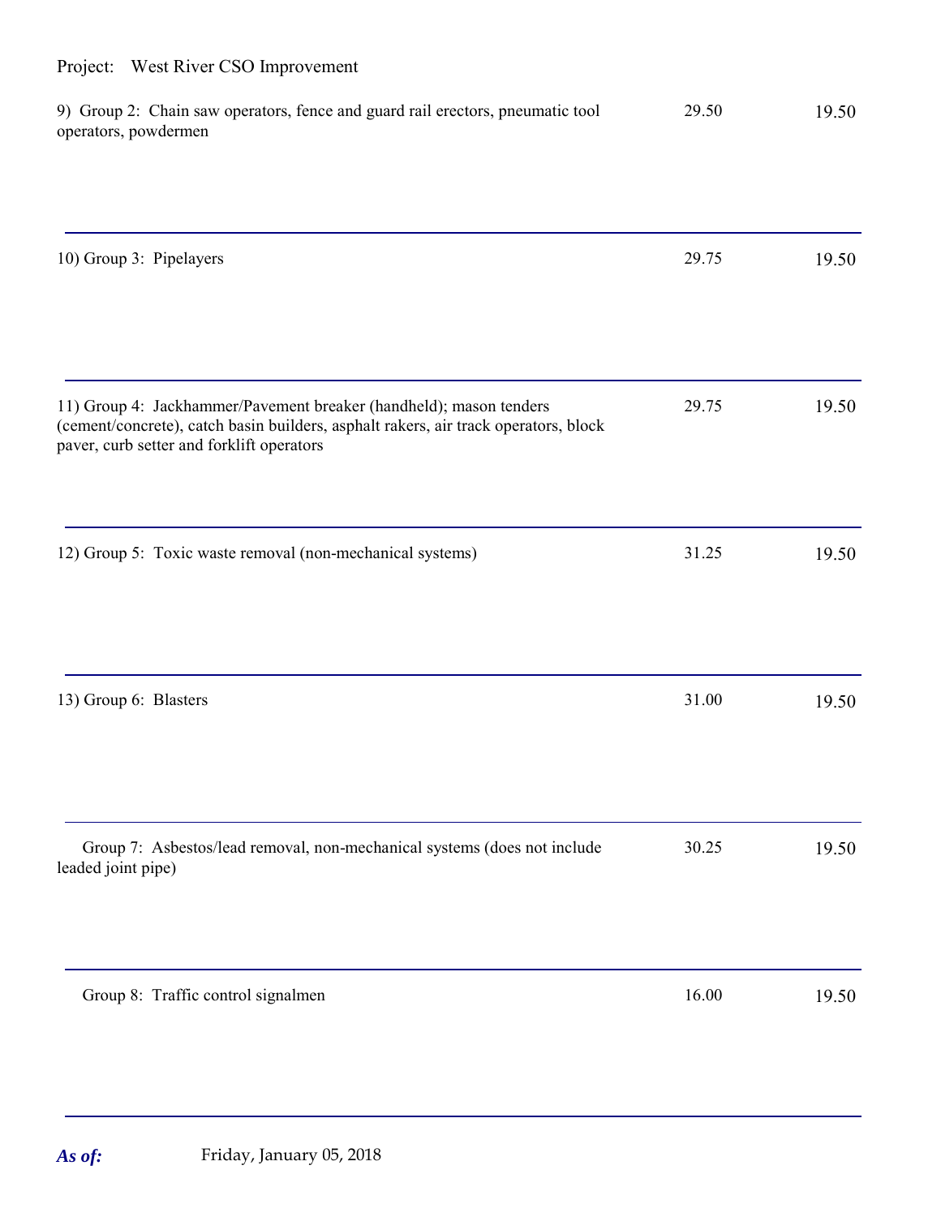Project: West River CSO Improvement

| | | |
|---|---|---|
| 9) Group 2: Chain saw operators, fence and guard rail erectors, pneumatic tool operators, powdermen | 29.50 | 19.50 |
| 10) Group 3: Pipelayers | 29.75 | 19.50 |
| 11) Group 4: Jackhammer/Pavement breaker (handheld); mason tenders (cement/concrete), catch basin builders, asphalt rakers, air track operators, block paver, curb setter and forklift operators | 29.75 | 19.50 |
| 12) Group 5: Toxic waste removal (non-mechanical systems) | 31.25 | 19.50 |
| 13) Group 6: Blasters | 31.00 | 19.50 |
| Group 7: Asbestos/lead removal, non-mechanical systems (does not include leaded joint pipe) | 30.25 | 19.50 |
| Group 8: Traffic control signalmen | 16.00 | 19.50 |

***As of:*** Friday, January 05, 2018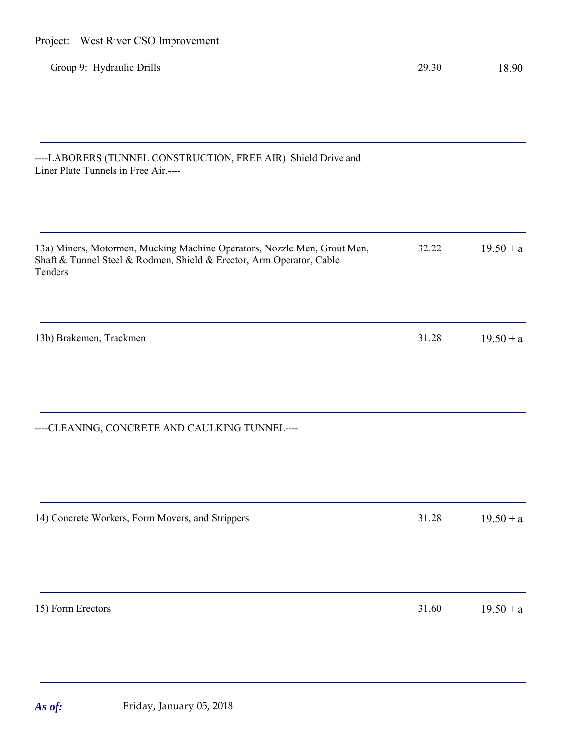Project: West River CSO Improvement

| | | |
|---|---|---|
| Group 9: Hydraulic Drills | 29.30 | 18.90 |
| ----LABORERS (TUNNEL CONSTRUCTION, FREE AIR). Shield Drive and Liner Plate Tunnels in Free Air.---- | | |
| 13a) Miners, Motormen, Mucking Machine Operators, Nozzle Men, Grout Men, Shaft & Tunnel Steel & Rodmen, Shield & Erector, Arm Operator, Cable Tenders | 32.22 | 19.50 + a |
| 13b) Brakemen, Trackmen | 31.28 | 19.50 + a |
| ----CLEANING, CONCRETE AND CAULKING TUNNEL---- | | |
| 14) Concrete Workers, Form Movers, and Strippers | 31.28 | 19.50 + a |
| 15) Form Erectors | 31.60 | 19.50 + a |

***As of:*** Friday, January 05, 2018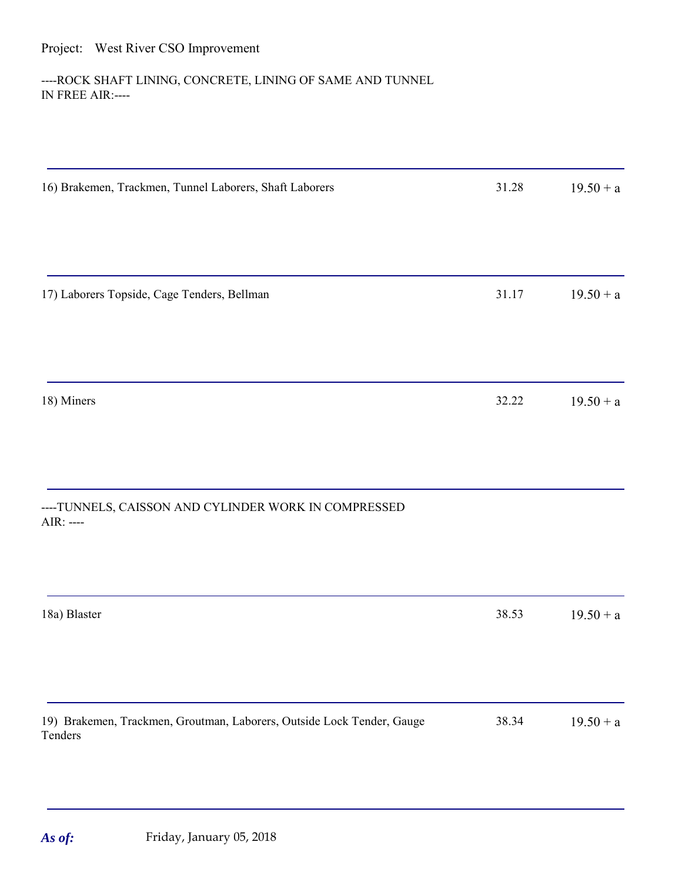Project: West River CSO Improvement

----ROCK SHAFT LINING, CONCRETE, LINING OF SAME AND TUNNEL IN FREE AIR:----

| | | |
|---|---|---|
| 16) Brakemen, Trackmen, Tunnel Laborers, Shaft Laborers | 31.28 | 19.50 + a |
| 17) Laborers Topside, Cage Tenders, Bellman | 31.17 | 19.50 + a |
| 18) Miners | 32.22 | 19.50 + a |

----TUNNELS, CAISSON AND CYLINDER WORK IN COMPRESSED AIR: ----

| | | |
|---|---|---|
| 18a) Blaster | 38.53 | 19.50 + a |
| 19) Brakemen, Trackmen, Groutman, Laborers, Outside Lock Tender, Gauge Tenders | 38.34 | 19.50 + a |

***As of:*** Friday, January 05, 2018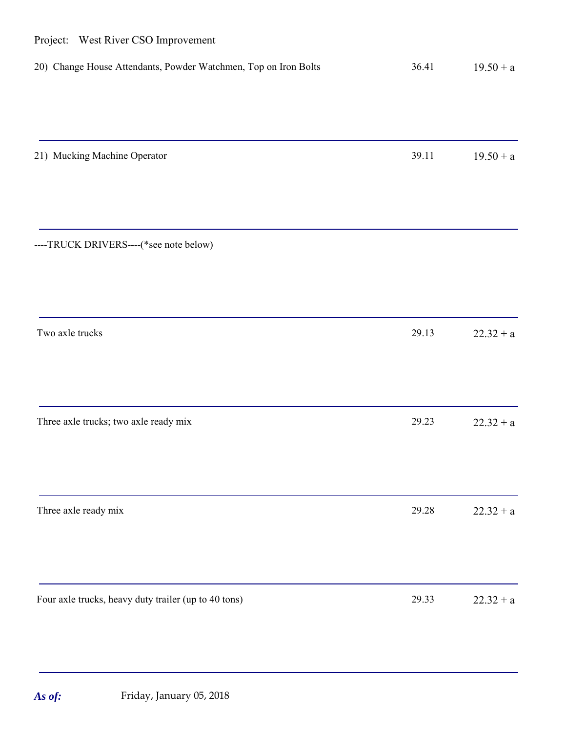Project: West River CSO Improvement

| | | |
|---|---|---|
| 20) Change House Attendants, Powder Watchmen, Top on Iron Bolts | 36.41 | 19.50 + a |
| 21) Mucking Machine Operator | 39.11 | 19.50 + a |
| ----TRUCK DRIVERS----(*see note below) | | |
| Two axle trucks | 29.13 | 22.32 + a |
| Three axle trucks; two axle ready mix | 29.23 | 22.32 + a |
| Three axle ready mix | 29.28 | 22.32 + a |
| Four axle trucks, heavy duty trailer (up to 40 tons) | 29.33 | 22.32 + a |

***As of:*** Friday, January 05, 2018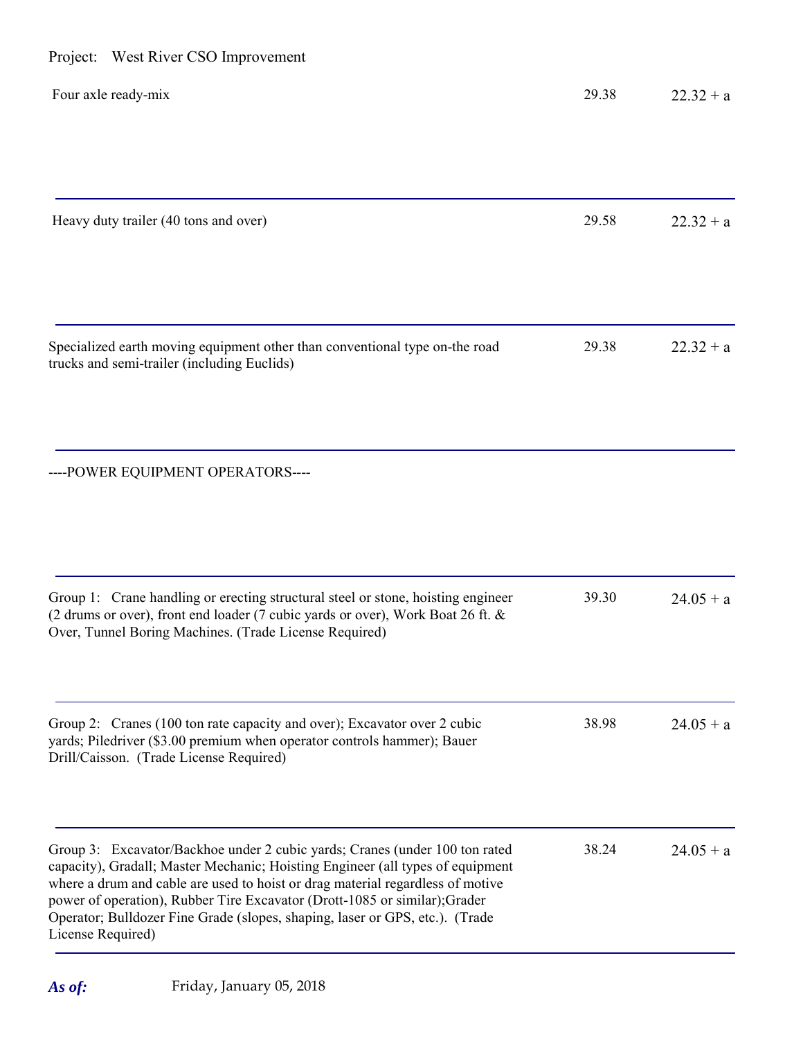Project: West River CSO Improvement

| Classification | Rate | Benefits |
| --- | --- | --- |
| Four axle ready-mix | 29.38 | 22.32 + a |
| Heavy duty trailer (40 tons and over) | 29.58 | 22.32 + a |
| Specialized earth moving equipment other than conventional type on-the road trucks and semi-trailer (including Euclids) | 29.38 | 22.32 + a |
| ----POWER EQUIPMENT OPERATORS---- | | |
| Group 1: Crane handling or erecting structural steel or stone, hoisting engineer (2 drums or over), front end loader (7 cubic yards or over), Work Boat 26 ft. & Over, Tunnel Boring Machines. (Trade License Required) | 39.30 | 24.05 + a |
| Group 2: Cranes (100 ton rate capacity and over); Excavator over 2 cubic yards; Piledriver ($3.00 premium when operator controls hammer); Bauer Drill/Caisson. (Trade License Required) | 38.98 | 24.05 + a |
| Group 3: Excavator/Backhoe under 2 cubic yards; Cranes (under 100 ton rated capacity), Gradall; Master Mechanic; Hoisting Engineer (all types of equipment where a drum and cable are used to hoist or drag material regardless of motive power of operation), Rubber Tire Excavator (Drott-1085 or similar);Grader Operator; Bulldozer Fine Grade (slopes, shaping, laser or GPS, etc.). (Trade License Required) | 38.24 | 24.05 + a |

***As of:*** Friday, January 05, 2018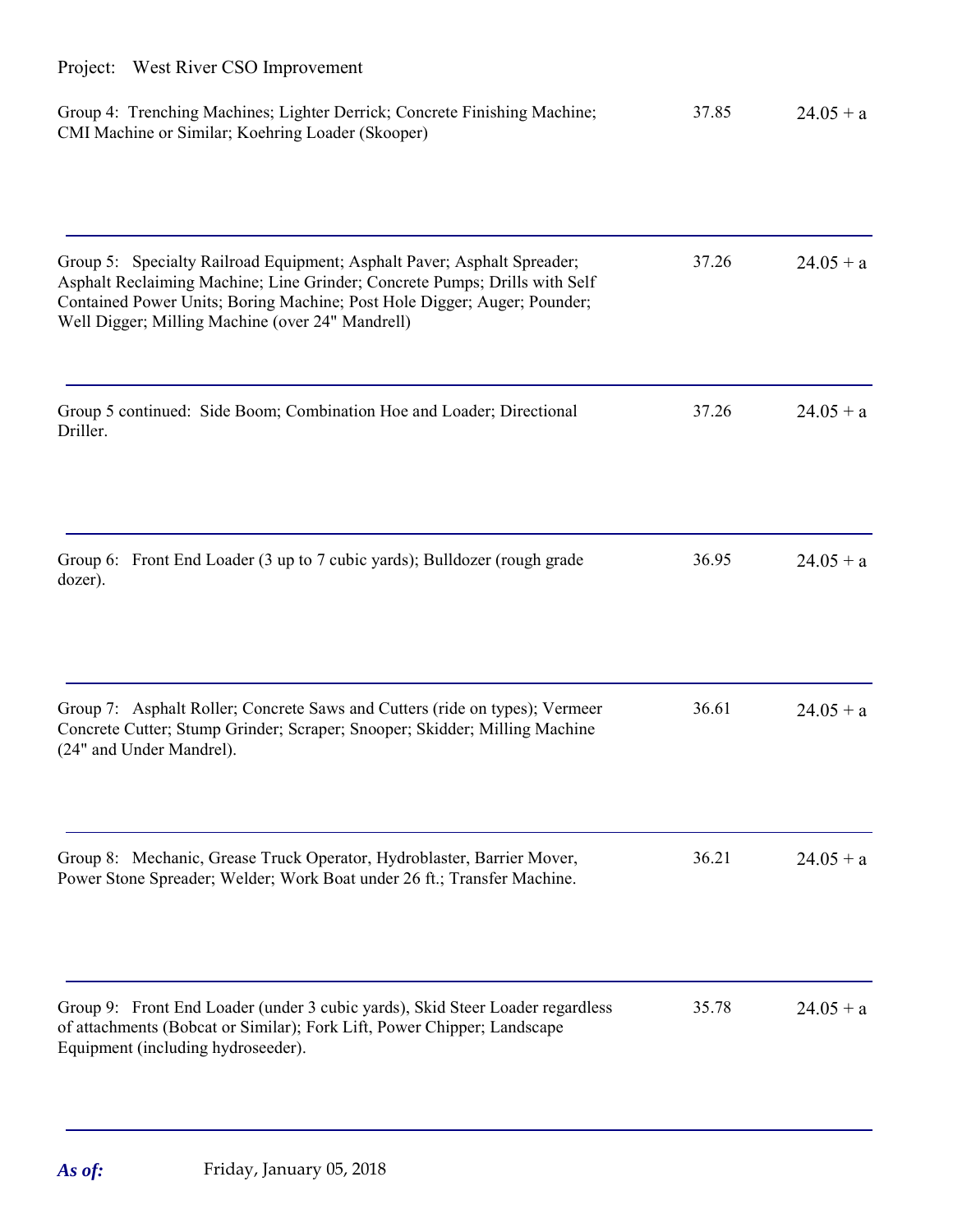Project: West River CSO Improvement

| Classification | Rate | Benefits |
|---|---|---|
| Group 4: Trenching Machines; Lighter Derrick; Concrete Finishing Machine; CMI Machine or Similar; Koehring Loader (Skooper) | 37.85 | 24.05 + a |
| Group 5: Specialty Railroad Equipment; Asphalt Paver; Asphalt Spreader; Asphalt Reclaiming Machine; Line Grinder; Concrete Pumps; Drills with Self Contained Power Units; Boring Machine; Post Hole Digger; Auger; Pounder; Well Digger; Milling Machine (over 24" Mandrell) | 37.26 | 24.05 + a |
| Group 5 continued: Side Boom; Combination Hoe and Loader; Directional Driller. | 37.26 | 24.05 + a |
| Group 6: Front End Loader (3 up to 7 cubic yards); Bulldozer (rough grade dozer). | 36.95 | 24.05 + a |
| Group 7: Asphalt Roller; Concrete Saws and Cutters (ride on types); Vermeer Concrete Cutter; Stump Grinder; Scraper; Snooper; Skidder; Milling Machine (24" and Under Mandrel). | 36.61 | 24.05 + a |
| Group 8: Mechanic, Grease Truck Operator, Hydroblaster, Barrier Mover, Power Stone Spreader; Welder; Work Boat under 26 ft.; Transfer Machine. | 36.21 | 24.05 + a |
| Group 9: Front End Loader (under 3 cubic yards), Skid Steer Loader regardless of attachments (Bobcat or Similar); Fork Lift, Power Chipper; Landscape Equipment (including hydroseeder). | 35.78 | 24.05 + a |

***As of:*** Friday, January 05, 2018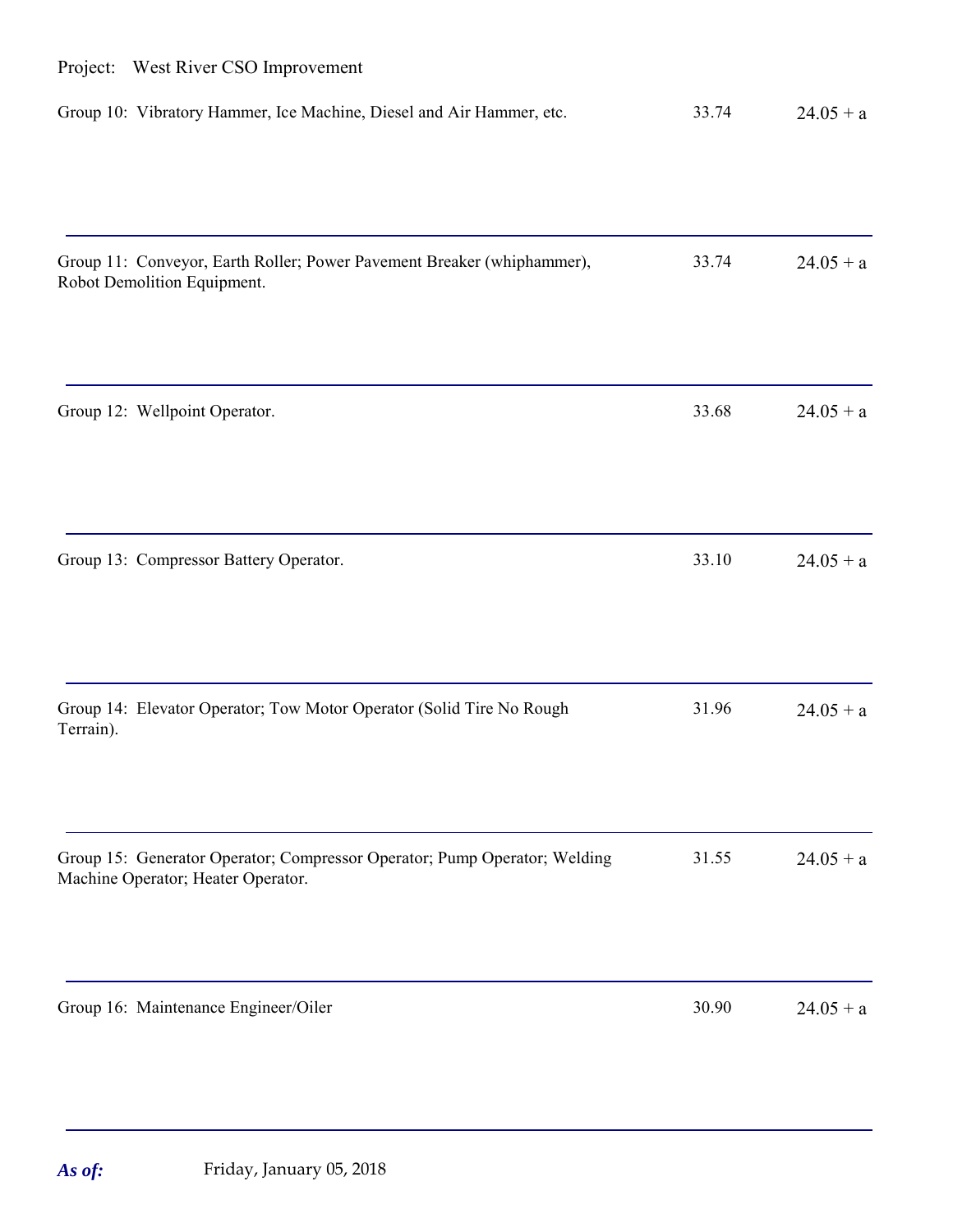Project: West River CSO Improvement

| Classification | Rate | Fringe |
|---|---|---|
| Group 10: Vibratory Hammer, Ice Machine, Diesel and Air Hammer, etc. | 33.74 | 24.05 + a |
| Group 11: Conveyor, Earth Roller; Power Pavement Breaker (whiphammer), Robot Demolition Equipment. | 33.74 | 24.05 + a |
| Group 12: Wellpoint Operator. | 33.68 | 24.05 + a |
| Group 13: Compressor Battery Operator. | 33.10 | 24.05 + a |
| Group 14: Elevator Operator; Tow Motor Operator (Solid Tire No Rough Terrain). | 31.96 | 24.05 + a |
| Group 15: Generator Operator; Compressor Operator; Pump Operator; Welding Machine Operator; Heater Operator. | 31.55 | 24.05 + a |
| Group 16: Maintenance Engineer/Oiler | 30.90 | 24.05 + a |

***As of:*** Friday, January 05, 2018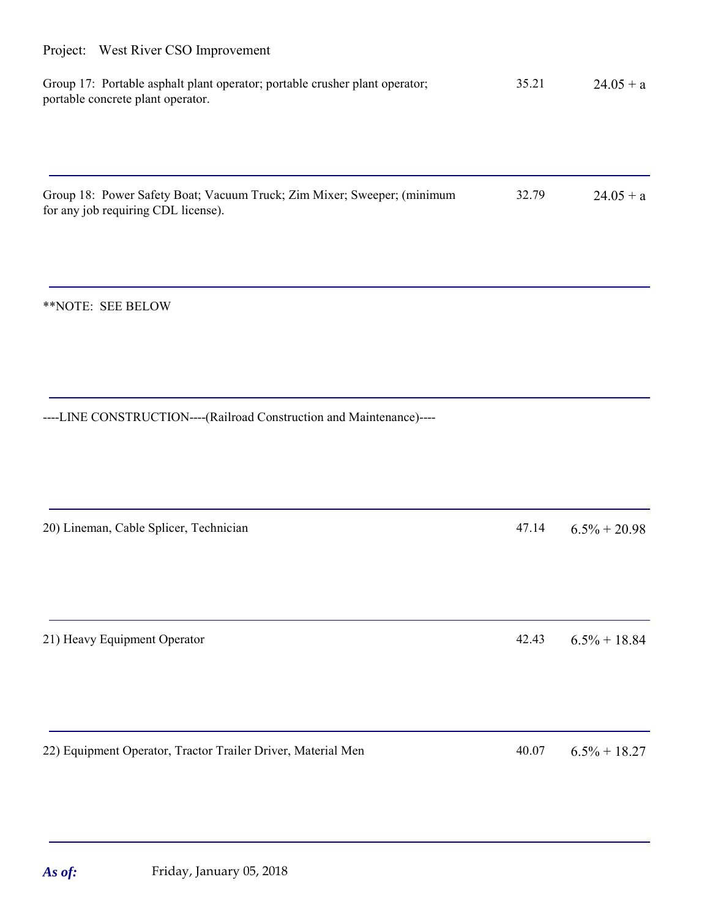Project: West River CSO Improvement

| Classification | Rate | Fringe |
|---|---|---|
| Group 17: Portable asphalt plant operator; portable crusher plant operator; portable concrete plant operator. | 35.21 | 24.05 + a |
| Group 18: Power Safety Boat; Vacuum Truck; Zim Mixer; Sweeper; (minimum for any job requiring CDL license). | 32.79 | 24.05 + a |
| **NOTE: SEE BELOW | | |
| ----LINE CONSTRUCTION----(Railroad Construction and Maintenance)---- | | |
| 20) Lineman, Cable Splicer, Technician | 47.14 | 6.5% + 20.98 |
| 21) Heavy Equipment Operator | 42.43 | 6.5% + 18.84 |
| 22) Equipment Operator, Tractor Trailer Driver, Material Men | 40.07 | 6.5% + 18.27 |

***As of:*** Friday, January 05, 2018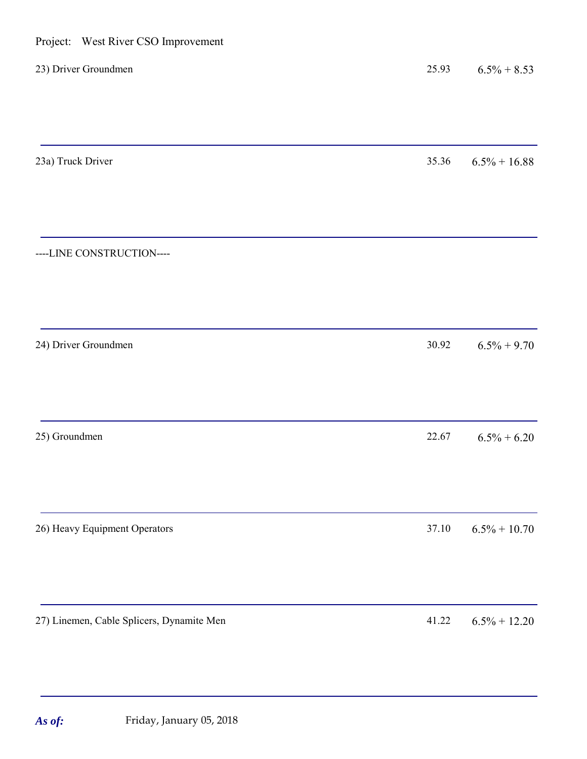Project: West River CSO Improvement

| Classification | Rate | Benefits |
| --- | --- | --- |
| 23) Driver Groundmen | 25.93 | 6.5% + 8.53 |
| 23a) Truck Driver | 35.36 | 6.5% + 16.88 |
| ----LINE CONSTRUCTION---- | | |
| 24) Driver Groundmen | 30.92 | 6.5% + 9.70 |
| 25) Groundmen | 22.67 | 6.5% + 6.20 |
| 26) Heavy Equipment Operators | 37.10 | 6.5% + 10.70 |
| 27) Linemen, Cable Splicers, Dynamite Men | 41.22 | 6.5% + 12.20 |

***As of:*** Friday, January 05, 2018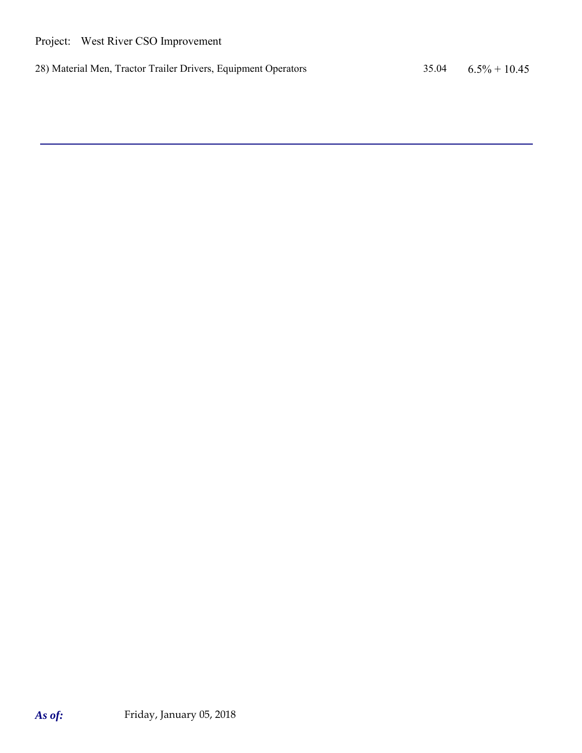Project: West River CSO Improvement

| | | |
|---|---|---|
| 28) Material Men, Tractor Trailer Drivers, Equipment Operators | 35.04 | 6.5% + 10.45 |

***As of:*** Friday, January 05, 2018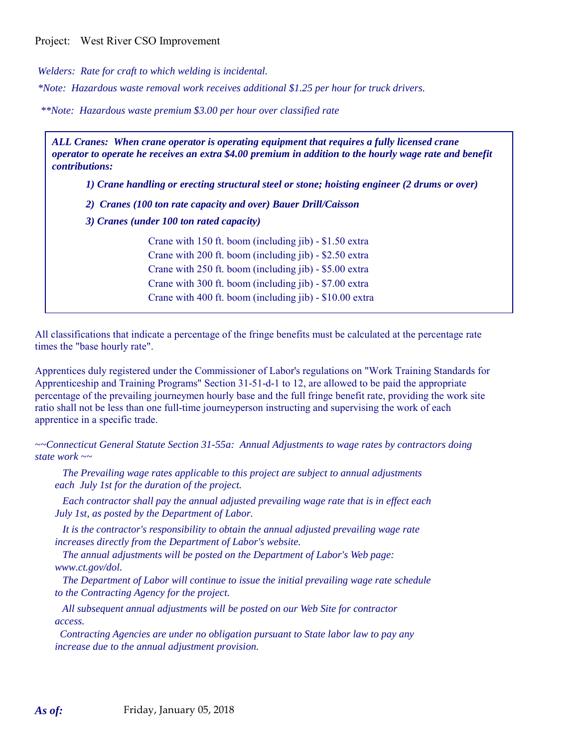Project: West River CSO Improvement

*Welders: Rate for craft to which welding is incidental.*

**Note: Hazardous waste removal work receives additional $1.25 per hour for truck drivers.*

***Note: Hazardous waste premium $3.00 per hour over classified rate*

***ALL Cranes: When crane operator is operating equipment that requires a fully licensed crane operator to operate he receives an extra $4.00 premium in addition to the hourly wage rate and benefit contributions:***

***1) Crane handling or erecting structural steel or stone; hoisting engineer (2 drums or over)***

***2) Cranes (100 ton rate capacity and over) Bauer Drill/Caisson***

***3) Cranes (under 100 ton rated capacity)***

Crane with 150 ft. boom (including jib) - $1.50 extra
Crane with 200 ft. boom (including jib) - $2.50 extra
Crane with 250 ft. boom (including jib) - $5.00 extra
Crane with 300 ft. boom (including jib) - $7.00 extra
Crane with 400 ft. boom (including jib) - $10.00 extra

All classifications that indicate a percentage of the fringe benefits must be calculated at the percentage rate times the "base hourly rate".

Apprentices duly registered under the Commissioner of Labor's regulations on "Work Training Standards for Apprenticeship and Training Programs" Section 31-51-d-1 to 12, are allowed to be paid the appropriate percentage of the prevailing journeymen hourly base and the full fringe benefit rate, providing the work site ratio shall not be less than one full-time journeyperson instructing and supervising the work of each apprentice in a specific trade.

*~~Connecticut General Statute Section 31-55a: Annual Adjustments to wage rates by contractors doing state work ~~*

*The Prevailing wage rates applicable to this project are subject to annual adjustments each July 1st for the duration of the project.*

*Each contractor shall pay the annual adjusted prevailing wage rate that is in effect each July 1st, as posted by the Department of Labor.*

*It is the contractor's responsibility to obtain the annual adjusted prevailing wage rate increases directly from the Department of Labor's website.*

*The annual adjustments will be posted on the Department of Labor's Web page: www.ct.gov/dol.*

*The Department of Labor will continue to issue the initial prevailing wage rate schedule to the Contracting Agency for the project.*

*All subsequent annual adjustments will be posted on our Web Site for contractor access.*

*Contracting Agencies are under no obligation pursuant to State labor law to pay any increase due to the annual adjustment provision.*

***As of:*** Friday, January 05, 2018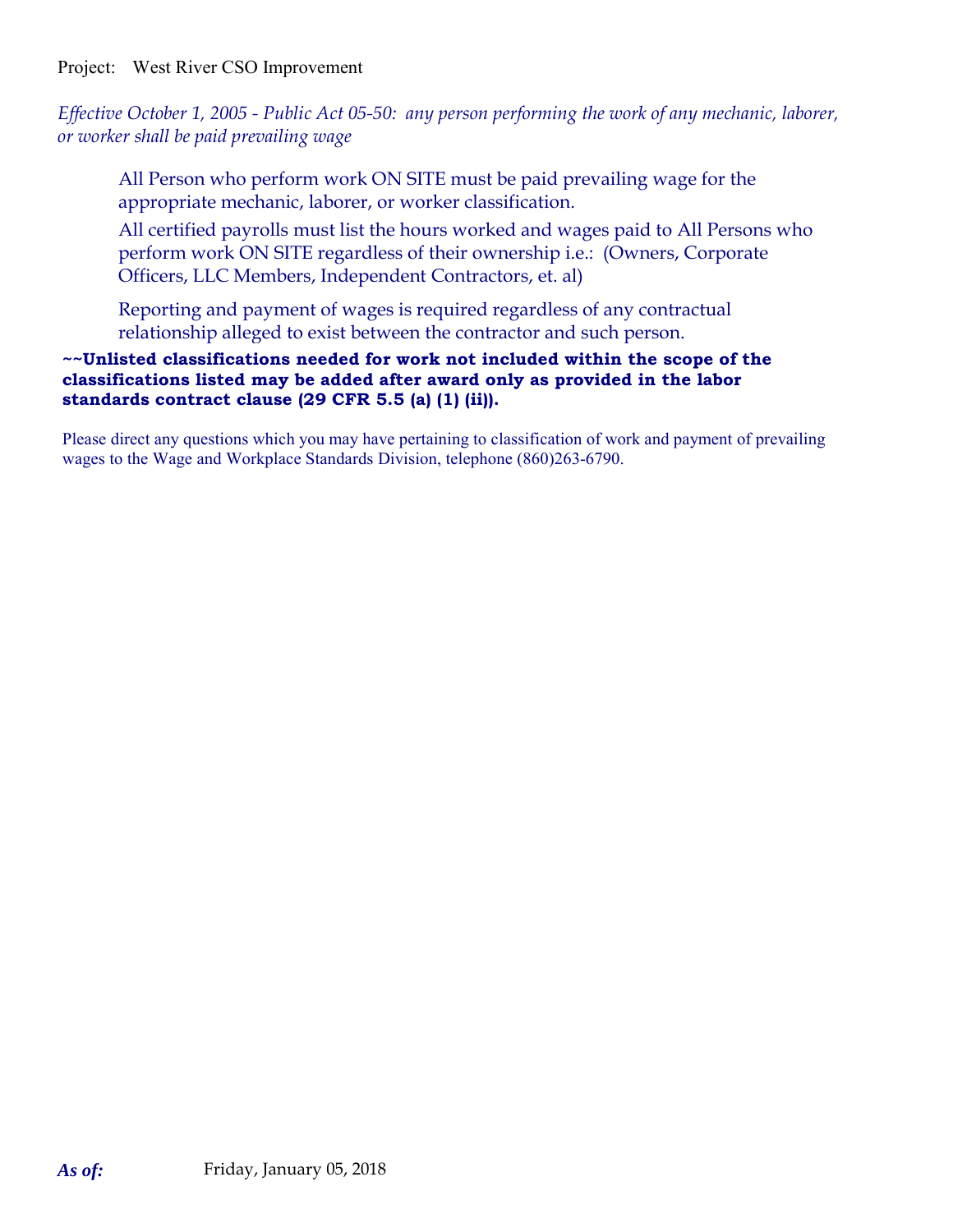Project: West River CSO Improvement

*Effective October 1, 2005 - Public Act 05-50: any person performing the work of any mechanic, laborer, or worker shall be paid prevailing wage*

All Person who perform work ON SITE must be paid prevailing wage for the appropriate mechanic, laborer, or worker classification.

All certified payrolls must list the hours worked and wages paid to All Persons who perform work ON SITE regardless of their ownership i.e.: (Owners, Corporate Officers, LLC Members, Independent Contractors, et. al)

Reporting and payment of wages is required regardless of any contractual relationship alleged to exist between the contractor and such person.

**~~Unlisted classifications needed for work not included within the scope of the classifications listed may be added after award only as provided in the labor standards contract clause (29 CFR 5.5 (a) (1) (ii)).**

Please direct any questions which you may have pertaining to classification of work and payment of prevailing wages to the Wage and Workplace Standards Division, telephone (860)263-6790.

***As of:*** Friday, January 05, 2018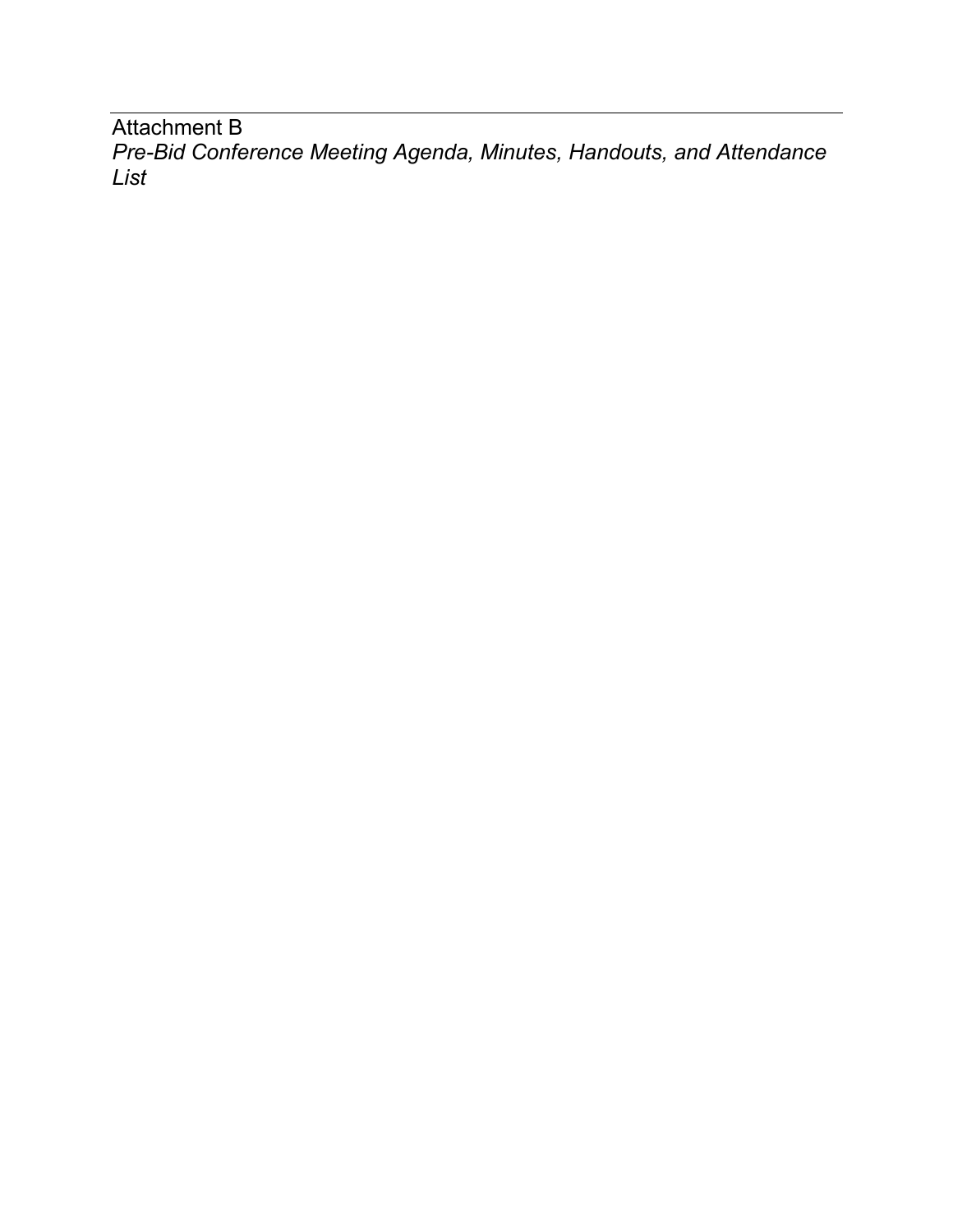Attachment B

*Pre-Bid Conference Meeting Agenda, Minutes, Handouts, and Attendance List*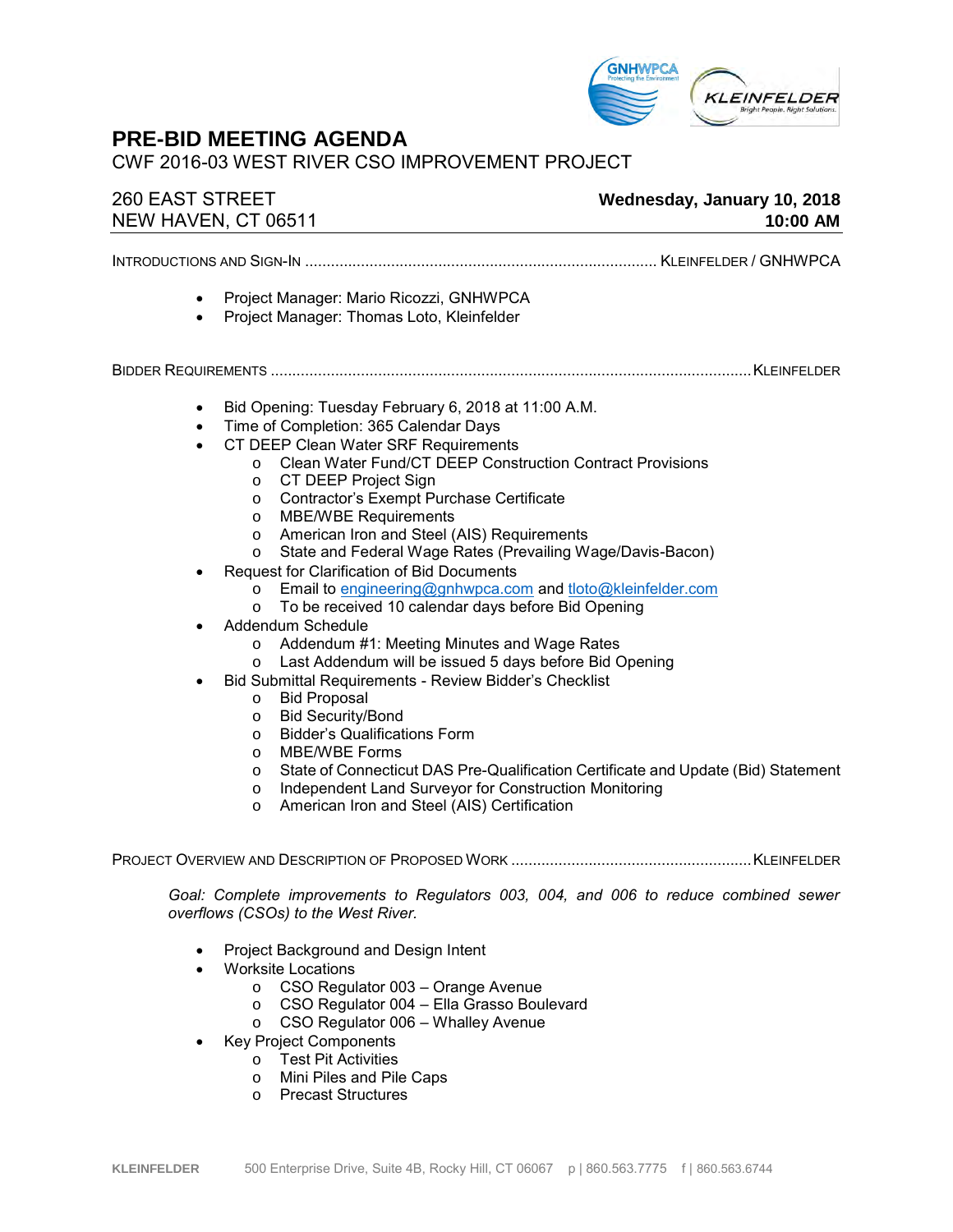# PRE-BID MEETING AGENDA

CWF 2016-03 WEST RIVER CSO IMPROVEMENT PROJECT

| 260 EAST STREET<br>NEW HAVEN, CT 06511 | **Wednesday, January 10, 2018**<br>**10:00 AM** |
|---|---|

INTRODUCTIONS AND SIGN-IN ................................................................................. KLEINFELDER / GNHWPCA

- Project Manager: Mario Ricozzi, GNHWPCA
- Project Manager: Thomas Loto, Kleinfelder

BIDDER REQUIREMENTS ............................................................................................................. KLEINFELDER

- Bid Opening: Tuesday February 6, 2018 at 11:00 A.M.
- Time of Completion: 365 Calendar Days
- CT DEEP Clean Water SRF Requirements
  - Clean Water Fund/CT DEEP Construction Contract Provisions
  - CT DEEP Project Sign
  - Contractor's Exempt Purchase Certificate
  - MBE/WBE Requirements
  - American Iron and Steel (AIS) Requirements
  - State and Federal Wage Rates (Prevailing Wage/Davis-Bacon)
- Request for Clarification of Bid Documents
  - Email to engineering@gnhwpca.com and tloto@kleinfelder.com
  - To be received 10 calendar days before Bid Opening
- Addendum Schedule
  - Addendum #1: Meeting Minutes and Wage Rates
  - Last Addendum will be issued 5 days before Bid Opening
- Bid Submittal Requirements - Review Bidder's Checklist
  - Bid Proposal
  - Bid Security/Bond
  - Bidder's Qualifications Form
  - MBE/WBE Forms
  - State of Connecticut DAS Pre-Qualification Certificate and Update (Bid) Statement
  - Independent Land Surveyor for Construction Monitoring
  - American Iron and Steel (AIS) Certification

PROJECT OVERVIEW AND DESCRIPTION OF PROPOSED WORK ....................................................... KLEINFELDER

*Goal: Complete improvements to Regulators 003, 004, and 006 to reduce combined sewer overflows (CSOs) to the West River.*

- Project Background and Design Intent
- Worksite Locations
  - CSO Regulator 003 – Orange Avenue
  - CSO Regulator 004 – Ella Grasso Boulevard
  - CSO Regulator 006 – Whalley Avenue
- Key Project Components
  - Test Pit Activities
  - Mini Piles and Pile Caps
  - Precast Structures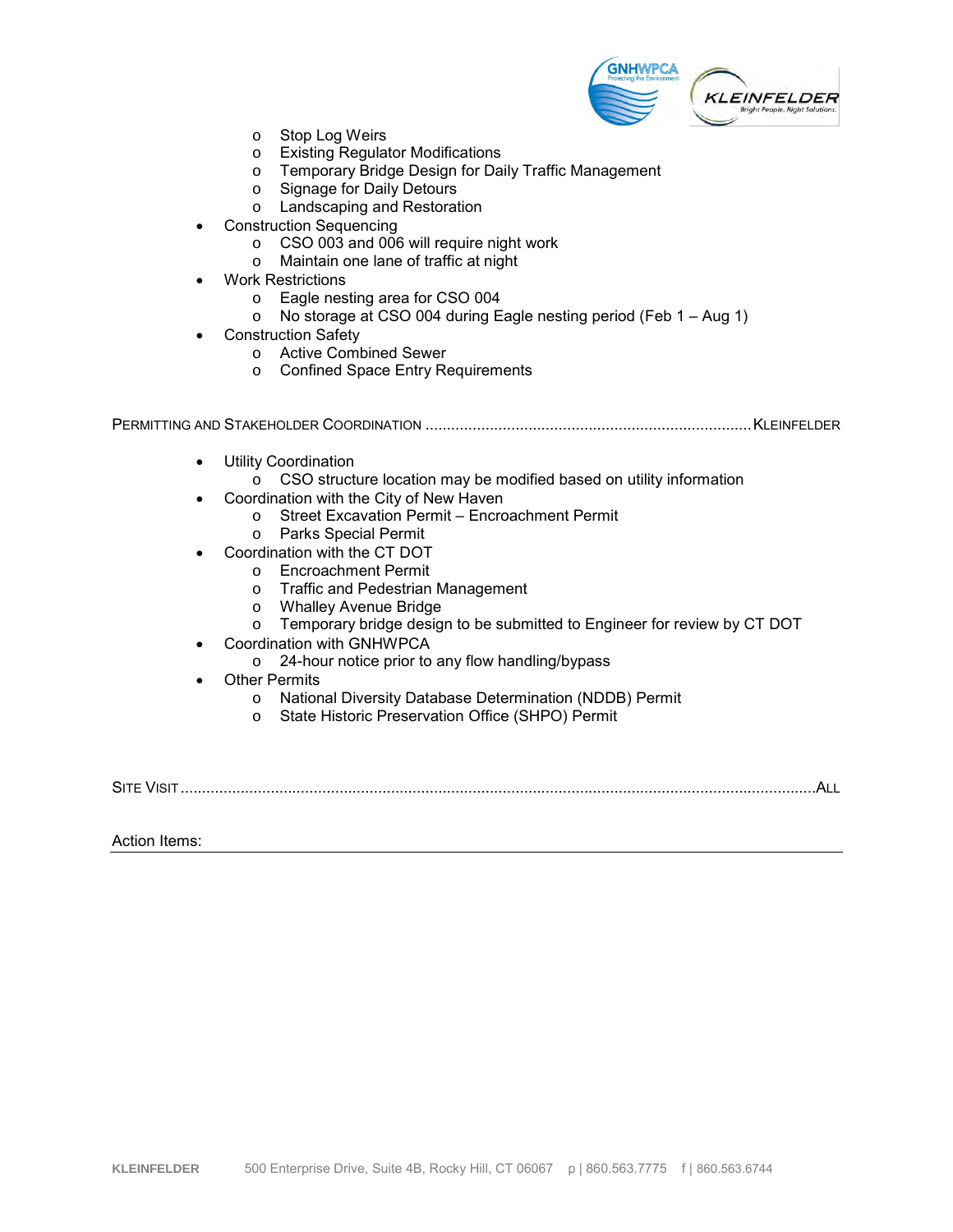- Stop Log Weirs
  - Existing Regulator Modifications
  - Temporary Bridge Design for Daily Traffic Management
  - Signage for Daily Detours
  - Landscaping and Restoration
- Construction Sequencing
  - CSO 003 and 006 will require night work
  - Maintain one lane of traffic at night
- Work Restrictions
  - Eagle nesting area for CSO 004
  - No storage at CSO 004 during Eagle nesting period (Feb 1 – Aug 1)
- Construction Safety
  - Active Combined Sewer
  - Confined Space Entry Requirements

PERMITTING AND STAKEHOLDER COORDINATION ............................................................................ KLEINFELDER

- Utility Coordination
  - CSO structure location may be modified based on utility information
- Coordination with the City of New Haven
  - Street Excavation Permit – Encroachment Permit
  - Parks Special Permit
- Coordination with the CT DOT
  - Encroachment Permit
  - Traffic and Pedestrian Management
  - Whalley Avenue Bridge
  - Temporary bridge design to be submitted to Engineer for review by CT DOT
- Coordination with GNHWPCA
  - 24-hour notice prior to any flow handling/bypass
- Other Permits
  - National Diversity Database Determination (NDDB) Permit
  - State Historic Preservation Office (SHPO) Permit

SITE VISIT ........................................................................................................................................ ALL

Action Items: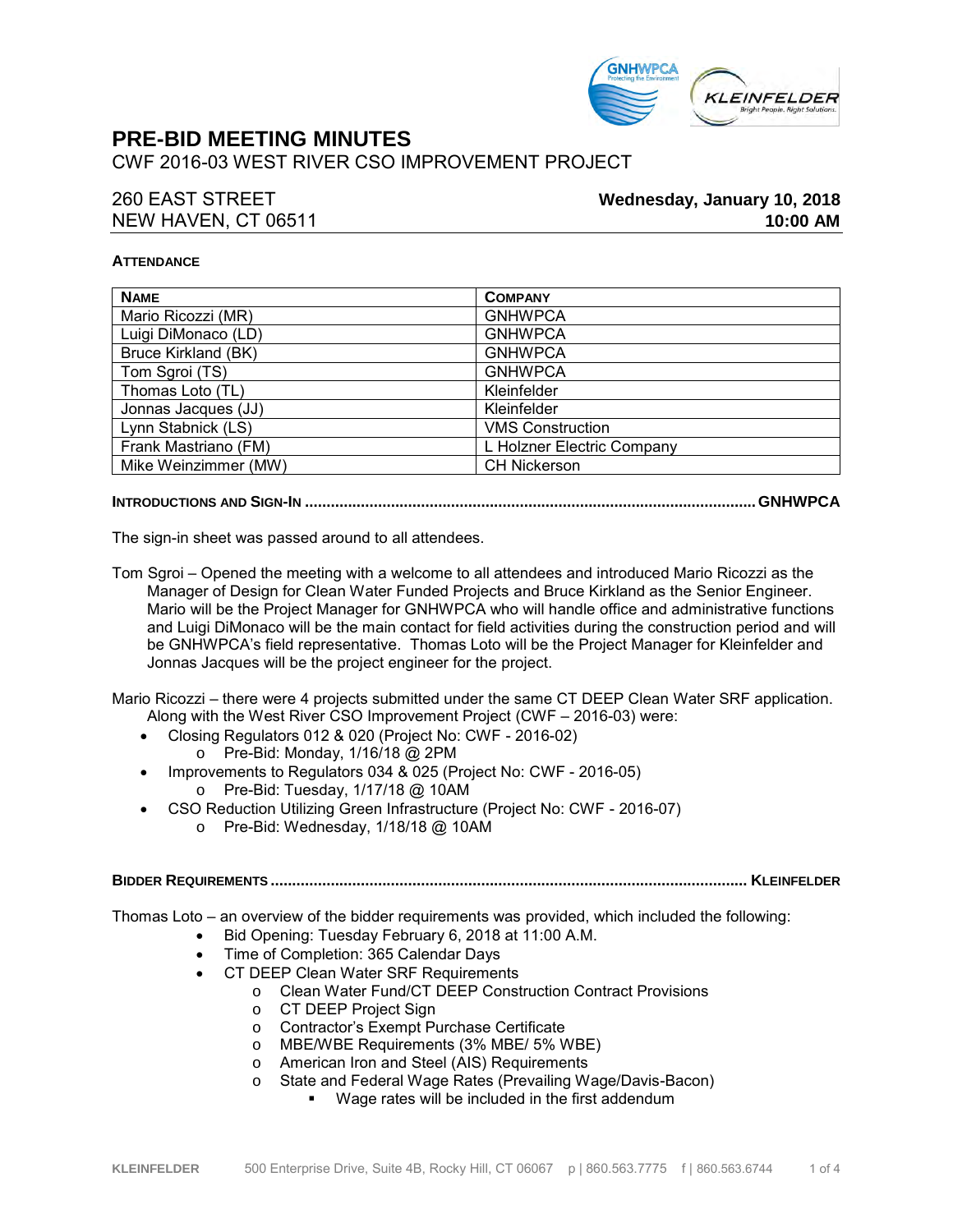# PRE-BID MEETING MINUTES

CWF 2016-03 WEST RIVER CSO IMPROVEMENT PROJECT

260 EAST STREET
NEW HAVEN, CT 06511

**Wednesday, January 10, 2018**
**10:00 AM**

**ATTENDANCE**

| NAME | COMPANY |
|---|---|
| Mario Ricozzi (MR) | GNHWPCA |
| Luigi DiMonaco (LD) | GNHWPCA |
| Bruce Kirkland (BK) | GNHWPCA |
| Tom Sgroi (TS) | GNHWPCA |
| Thomas Loto (TL) | Kleinfelder |
| Jonnas Jacques (JJ) | Kleinfelder |
| Lynn Stabnick (LS) | VMS Construction |
| Frank Mastriano (FM) | L Holzner Electric Company |
| Mike Weinzimmer (MW) | CH Nickerson |

**INTRODUCTIONS AND SIGN-IN ........................................................................................................ GNHWPCA**

The sign-in sheet was passed around to all attendees.

Tom Sgroi – Opened the meeting with a welcome to all attendees and introduced Mario Ricozzi as the Manager of Design for Clean Water Funded Projects and Bruce Kirkland as the Senior Engineer. Mario will be the Project Manager for GNHWPCA who will handle office and administrative functions and Luigi DiMonaco will be the main contact for field activities during the construction period and will be GNHWPCA's field representative. Thomas Loto will be the Project Manager for Kleinfelder and Jonnas Jacques will be the project engineer for the project.

Mario Ricozzi – there were 4 projects submitted under the same CT DEEP Clean Water SRF application. Along with the West River CSO Improvement Project (CWF – 2016-03) were:

- Closing Regulators 012 & 020 (Project No: CWF - 2016-02)
  - Pre-Bid: Monday, 1/16/18 @ 2PM
- Improvements to Regulators 034 & 025 (Project No: CWF - 2016-05)
  - Pre-Bid: Tuesday, 1/17/18 @ 10AM
- CSO Reduction Utilizing Green Infrastructure (Project No: CWF - 2016-07)
  - Pre-Bid: Wednesday, 1/18/18 @ 10AM

**BIDDER REQUIREMENTS ............................................................................................................ KLEINFELDER**

Thomas Loto – an overview of the bidder requirements was provided, which included the following:

- Bid Opening: Tuesday February 6, 2018 at 11:00 A.M.
- Time of Completion: 365 Calendar Days
- CT DEEP Clean Water SRF Requirements
  - Clean Water Fund/CT DEEP Construction Contract Provisions
  - CT DEEP Project Sign
  - Contractor's Exempt Purchase Certificate
  - MBE/WBE Requirements (3% MBE/ 5% WBE)
  - American Iron and Steel (AIS) Requirements
  - State and Federal Wage Rates (Prevailing Wage/Davis-Bacon)
    - Wage rates will be included in the first addendum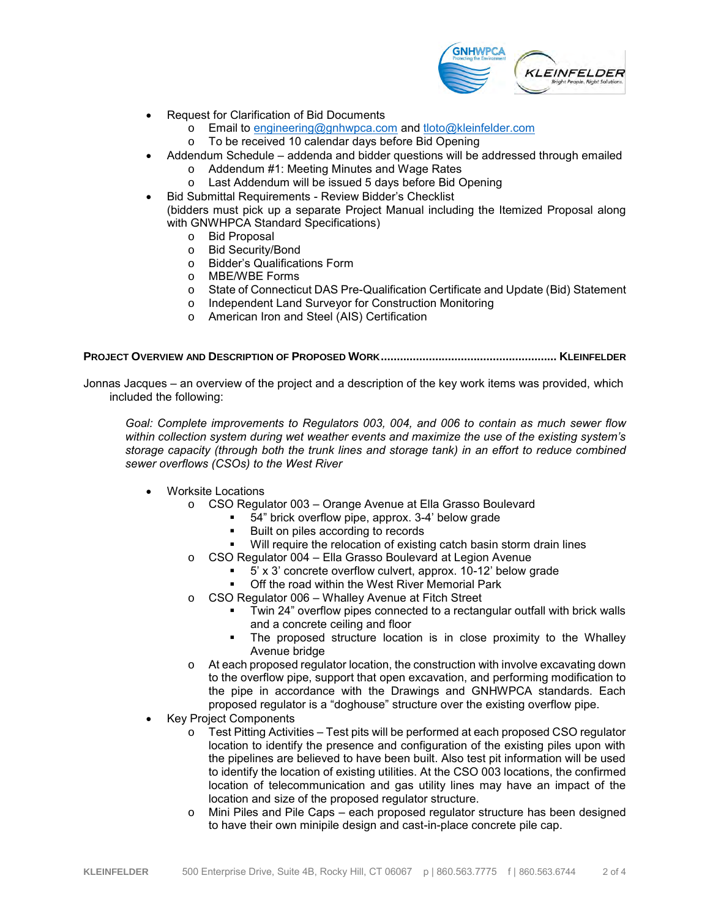- Request for Clarification of Bid Documents
  - Email to engineering@gnhwpca.com and tloto@kleinfelder.com
  - To be received 10 calendar days before Bid Opening
- Addendum Schedule – addenda and bidder questions will be addressed through emailed
  - Addendum #1: Meeting Minutes and Wage Rates
  - Last Addendum will be issued 5 days before Bid Opening
- Bid Submittal Requirements - Review Bidder's Checklist
  (bidders must pick up a separate Project Manual including the Itemized Proposal along with GNWHPCA Standard Specifications)
  - Bid Proposal
  - Bid Security/Bond
  - Bidder's Qualifications Form
  - MBE/WBE Forms
  - State of Connecticut DAS Pre-Qualification Certificate and Update (Bid) Statement
  - Independent Land Surveyor for Construction Monitoring
  - American Iron and Steel (AIS) Certification

**PROJECT OVERVIEW AND DESCRIPTION OF PROPOSED WORK....................................................... KLEINFELDER**

Jonnas Jacques – an overview of the project and a description of the key work items was provided, which included the following:

*Goal: Complete improvements to Regulators 003, 004, and 006 to contain as much sewer flow within collection system during wet weather events and maximize the use of the existing system's storage capacity (through both the trunk lines and storage tank) in an effort to reduce combined sewer overflows (CSOs) to the West River*

- Worksite Locations
  - CSO Regulator 003 – Orange Avenue at Ella Grasso Boulevard
    - 54" brick overflow pipe, approx. 3-4' below grade
    - Built on piles according to records
    - Will require the relocation of existing catch basin storm drain lines
  - CSO Regulator 004 – Ella Grasso Boulevard at Legion Avenue
    - 5' x 3' concrete overflow culvert, approx. 10-12' below grade
    - Off the road within the West River Memorial Park
  - CSO Regulator 006 – Whalley Avenue at Fitch Street
    - Twin 24" overflow pipes connected to a rectangular outfall with brick walls and a concrete ceiling and floor
    - The proposed structure location is in close proximity to the Whalley Avenue bridge
  - At each proposed regulator location, the construction with involve excavating down to the overflow pipe, support that open excavation, and performing modification to the pipe in accordance with the Drawings and GNHWPCA standards. Each proposed regulator is a "doghouse" structure over the existing overflow pipe.
- Key Project Components
  - Test Pitting Activities – Test pits will be performed at each proposed CSO regulator location to identify the presence and configuration of the existing piles upon with the pipelines are believed to have been built. Also test pit information will be used to identify the location of existing utilities. At the CSO 003 locations, the confirmed location of telecommunication and gas utility lines may have an impact of the location and size of the proposed regulator structure.
  - Mini Piles and Pile Caps – each proposed regulator structure has been designed to have their own minipile design and cast-in-place concrete pile cap.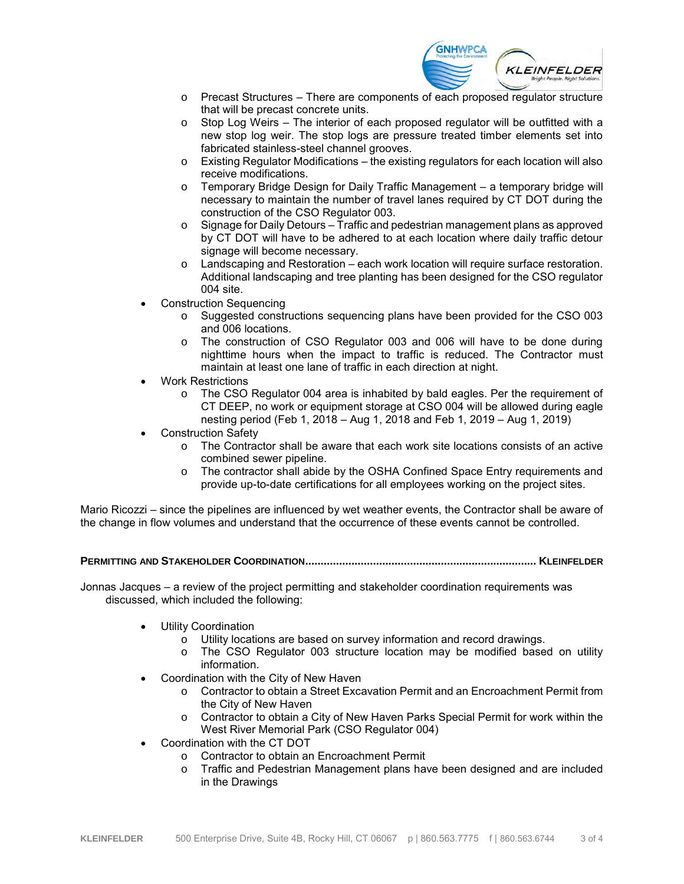- Precast Structures – There are components of each proposed regulator structure that will be precast concrete units.
- Stop Log Weirs – The interior of each proposed regulator will be outfitted with a new stop log weir. The stop logs are pressure treated timber elements set into fabricated stainless-steel channel grooves.
- Existing Regulator Modifications – the existing regulators for each location will also receive modifications.
- Temporary Bridge Design for Daily Traffic Management – a temporary bridge will necessary to maintain the number of travel lanes required by CT DOT during the construction of the CSO Regulator 003.
- Signage for Daily Detours – Traffic and pedestrian management plans as approved by CT DOT will have to be adhered to at each location where daily traffic detour signage will become necessary.
- Landscaping and Restoration – each work location will require surface restoration. Additional landscaping and tree planting has been designed for the CSO regulator 004 site.

- Construction Sequencing
  - Suggested constructions sequencing plans have been provided for the CSO 003 and 006 locations.
  - The construction of CSO Regulator 003 and 006 will have to be done during nighttime hours when the impact to traffic is reduced. The Contractor must maintain at least one lane of traffic in each direction at night.
- Work Restrictions
  - The CSO Regulator 004 area is inhabited by bald eagles. Per the requirement of CT DEEP, no work or equipment storage at CSO 004 will be allowed during eagle nesting period (Feb 1, 2018 – Aug 1, 2018 and Feb 1, 2019 – Aug 1, 2019)
- Construction Safety
  - The Contractor shall be aware that each work site locations consists of an active combined sewer pipeline.
  - The contractor shall abide by the OSHA Confined Space Entry requirements and provide up-to-date certifications for all employees working on the project sites.

Mario Ricozzi – since the pipelines are influenced by wet weather events, the Contractor shall be aware of the change in flow volumes and understand that the occurrence of these events cannot be controlled.

**PERMITTING AND STAKEHOLDER COORDINATION........................................................................... KLEINFELDER**

Jonnas Jacques – a review of the project permitting and stakeholder coordination requirements was discussed, which included the following:

- Utility Coordination
  - Utility locations are based on survey information and record drawings.
  - The CSO Regulator 003 structure location may be modified based on utility information.
- Coordination with the City of New Haven
  - Contractor to obtain a Street Excavation Permit and an Encroachment Permit from the City of New Haven
  - Contractor to obtain a City of New Haven Parks Special Permit for work within the West River Memorial Park (CSO Regulator 004)
- Coordination with the CT DOT
  - Contractor to obtain an Encroachment Permit
  - Traffic and Pedestrian Management plans have been designed and are included in the Drawings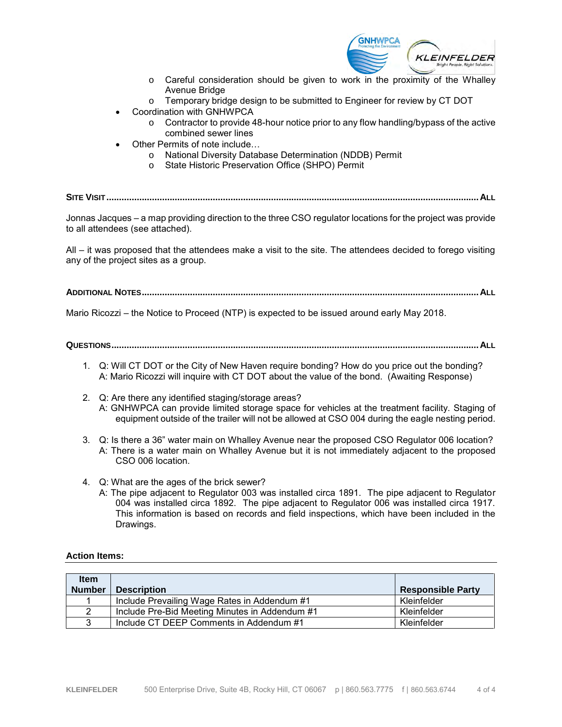- Careful consideration should be given to work in the proximity of the Whalley Avenue Bridge
  - Temporary bridge design to be submitted to Engineer for review by CT DOT
- Coordination with GNHWPCA
  - Contractor to provide 48-hour notice prior to any flow handling/bypass of the active combined sewer lines
- Other Permits of note include…
  - National Diversity Database Determination (NDDB) Permit
  - State Historic Preservation Office (SHPO) Permit

**SITE VISIT................................................................................................................................ ALL**

Jonnas Jacques – a map providing direction to the three CSO regulator locations for the project was provide to all attendees (see attached).

All – it was proposed that the attendees make a visit to the site. The attendees decided to forego visiting any of the project sites as a group.

**ADDITIONAL NOTES.................................................................................................................... ALL**

Mario Ricozzi – the Notice to Proceed (NTP) is expected to be issued around early May 2018.

**QUESTIONS.............................................................................................................................. ALL**

1. Q: Will CT DOT or the City of New Haven require bonding? How do you price out the bonding?
   A: Mario Ricozzi will inquire with CT DOT about the value of the bond. (Awaiting Response)

2. Q: Are there any identified staging/storage areas?
   A: GNHWPCA can provide limited storage space for vehicles at the treatment facility. Staging of equipment outside of the trailer will not be allowed at CSO 004 during the eagle nesting period.

3. Q: Is there a 36” water main on Whalley Avenue near the proposed CSO Regulator 006 location?
   A: There is a water main on Whalley Avenue but it is not immediately adjacent to the proposed CSO 006 location.

4. Q: What are the ages of the brick sewer?
   A: The pipe adjacent to Regulator 003 was installed circa 1891. The pipe adjacent to Regulator 004 was installed circa 1892. The pipe adjacent to Regulator 006 was installed circa 1917. This information is based on records and field inspections, which have been included in the Drawings.

**Action Items:**

| Item Number | Description | Responsible Party |
|---|---|---|
| 1 | Include Prevailing Wage Rates in Addendum #1 | Kleinfelder |
| 2 | Include Pre-Bid Meeting Minutes in Addendum #1 | Kleinfelder |
| 3 | Include CT DEEP Comments in Addendum #1 | Kleinfelder |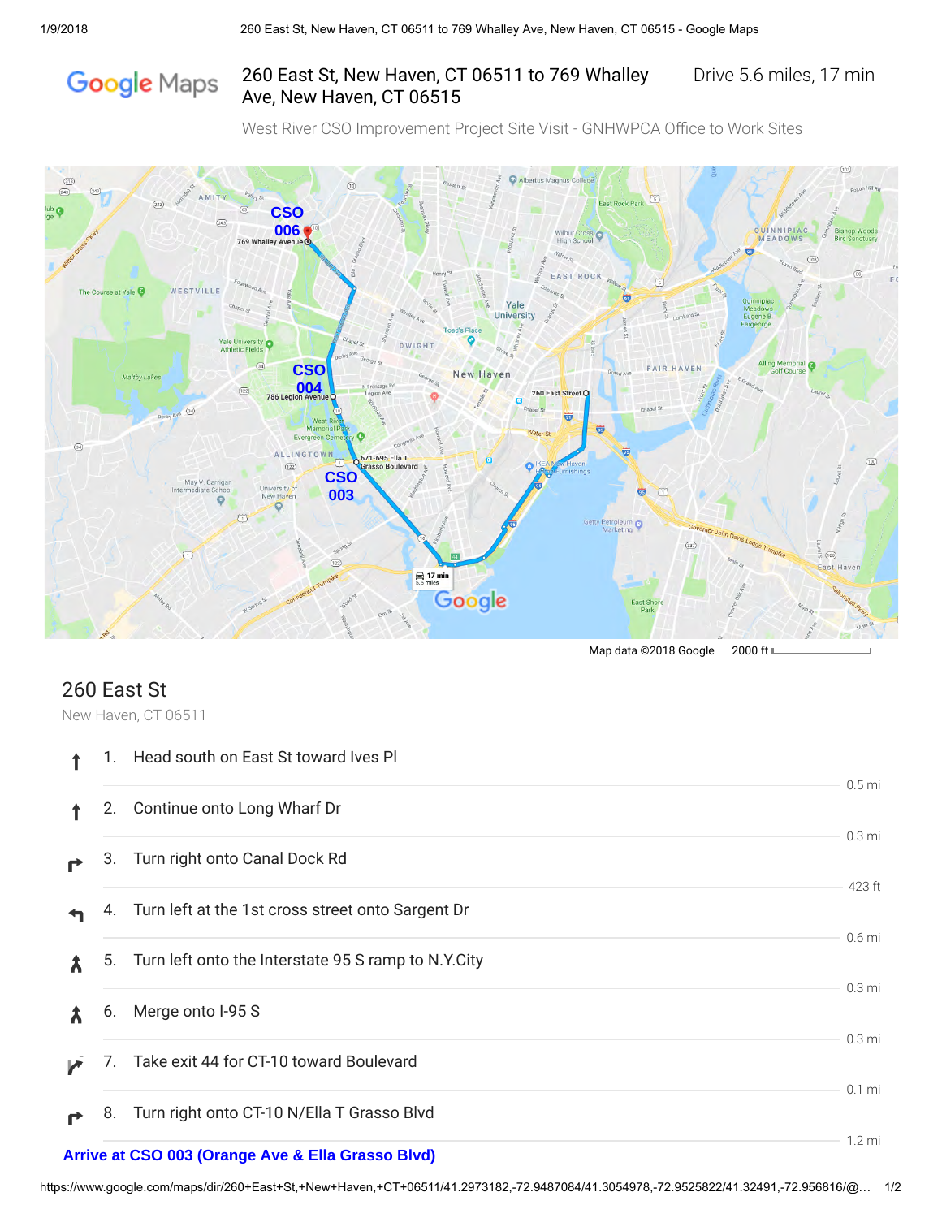# 260 East St, New Haven, CT 06511 to 769 Whalley Ave, New Haven, CT 06515

Drive 5.6 miles, 17 min

West River CSO Improvement Project Site Visit - GNHWPCA Office to Work Sites

Map data ©2018 Google 2000 ft

## 260 East St

New Haven, CT 06511

1. Head south on East St toward Ives Pl

   0.5 mi

2. Continue onto Long Wharf Dr

   0.3 mi

3. Turn right onto Canal Dock Rd

   423 ft

4. Turn left at the 1st cross street onto Sargent Dr

   0.6 mi

5. Turn left onto the Interstate 95 S ramp to N.Y.City

   0.3 mi

6. Merge onto I-95 S

   0.3 mi

7. Take exit 44 for CT-10 toward Boulevard

   0.1 mi

8. Turn right onto CT-10 N/Ella T Grasso Blvd

   1.2 mi

**Arrive at CSO 003 (Orange Ave & Ella Grasso Blvd)**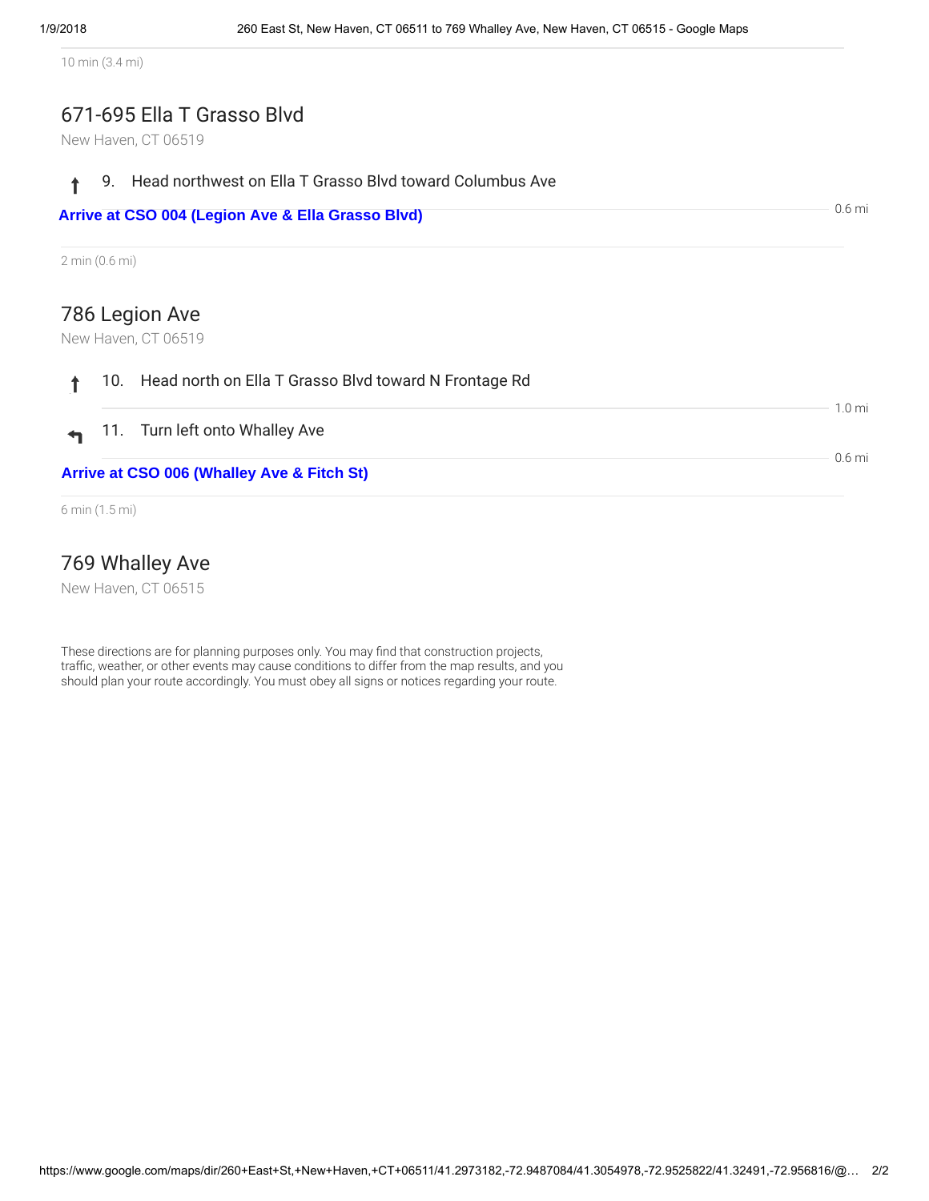10 min (3.4 mi)

## 671-695 Ella T Grasso Blvd

New Haven, CT 06519

9. Head northwest on Ella T Grasso Blvd toward Columbus Ave

0.6 mi

**Arrive at CSO 004 (Legion Ave & Ella Grasso Blvd)**

2 min (0.6 mi)

## 786 Legion Ave

New Haven, CT 06519

10. Head north on Ella T Grasso Blvd toward N Frontage Rd

1.0 mi

11. Turn left onto Whalley Ave

0.6 mi

**Arrive at CSO 006 (Whalley Ave & Fitch St)**

6 min (1.5 mi)

## 769 Whalley Ave

New Haven, CT 06515

These directions are for planning purposes only. You may find that construction projects, traffic, weather, or other events may cause conditions to differ from the map results, and you should plan your route accordingly. You must obey all signs or notices regarding your route.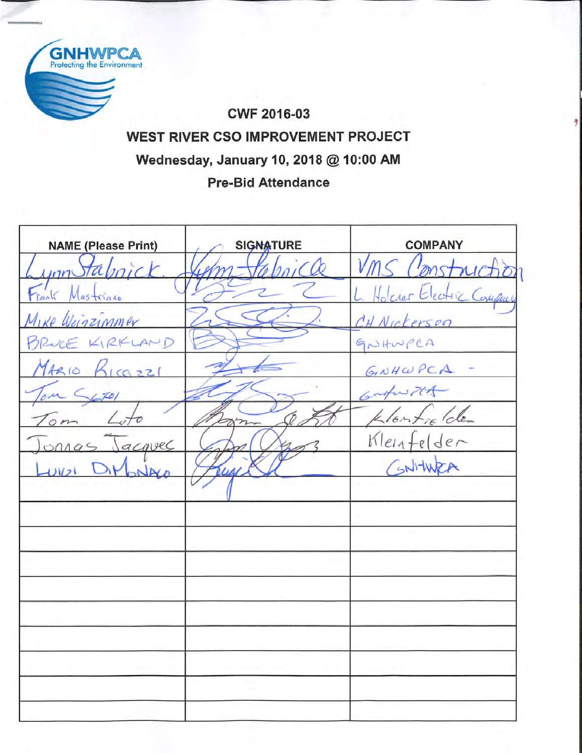GNHWPCA
Protecting the Environment

**CWF 2016-03**

**WEST RIVER CSO IMPROVEMENT PROJECT**

**Wednesday, January 10, 2018 @ 10:00 AM**

**Pre-Bid Attendance**

| NAME (Please Print) | SIGNATURE | COMPANY |
|---|---|---|
| Lynn Stabnick | Lynn Stabnick | VMS Construction |
| Frank Mastriano | | L. Holzner Electric Company |
| Mike Weizzimmer | | CH Nickerson |
| BRUCE KIRKLAND | | GNHWPCA |
| MARIO RICOZZI | | GNHWPCA |
| Tom Sgroi | | GNHWPCA |
| Tom Loto | | Kleinfelder |
| Jonnas Jacques | | Kleinfelder |
| LUIGI DIMONACO | | GNHWPCA |
| | | |
| | | |
| | | |
| | | |
| | | |
| | | |
| | | |
| | | |
| | | |
| | | |